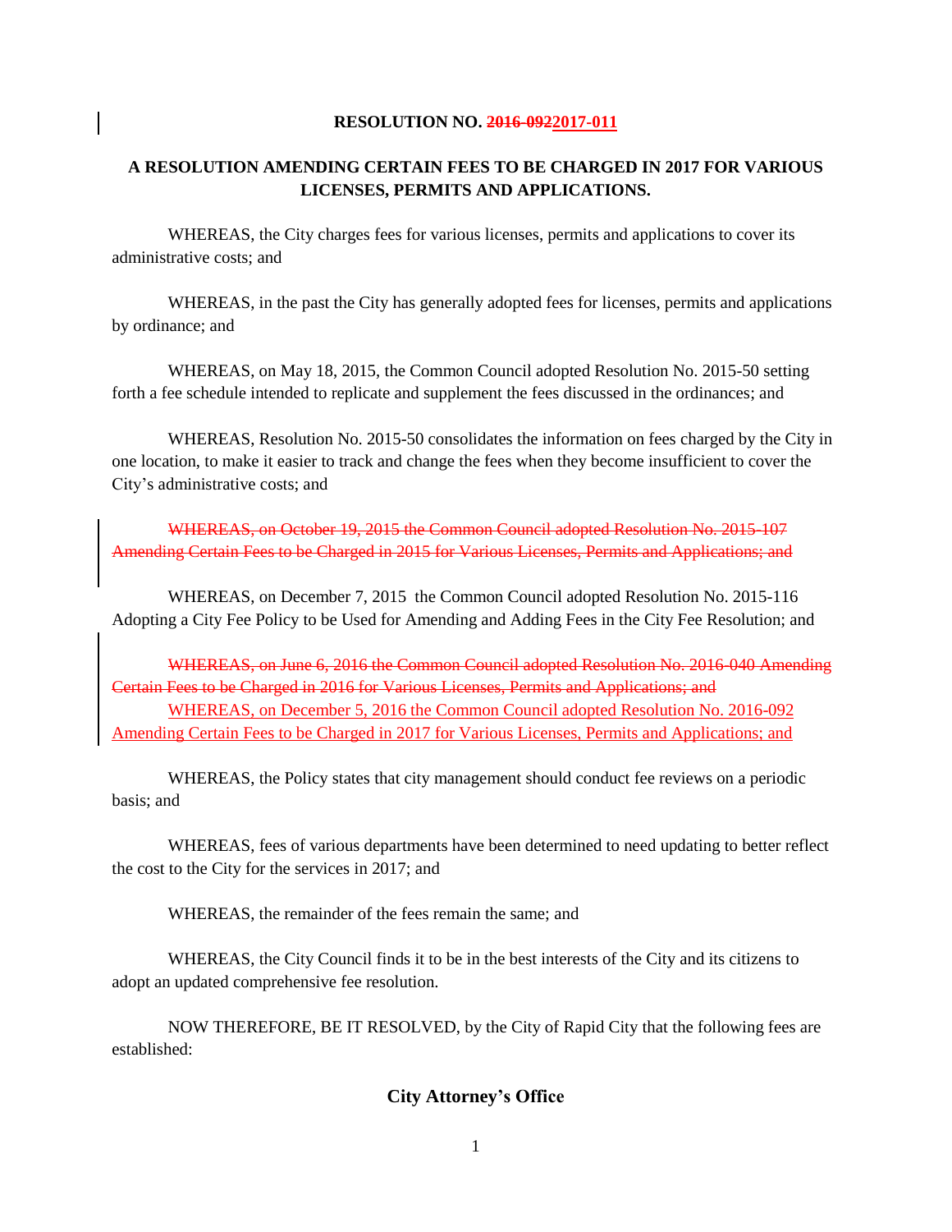**RESOLUTION NO. ~~2016-092~~2017-011**

**A RESOLUTION AMENDING CERTAIN FEES TO BE CHARGED IN 2017 FOR VARIOUS LICENSES, PERMITS AND APPLICATIONS.**

WHEREAS, the City charges fees for various licenses, permits and applications to cover its administrative costs; and

WHEREAS, in the past the City has generally adopted fees for licenses, permits and applications by ordinance; and

WHEREAS, on May 18, 2015, the Common Council adopted Resolution No. 2015-50 setting forth a fee schedule intended to replicate and supplement the fees discussed in the ordinances; and

WHEREAS, Resolution No. 2015-50 consolidates the information on fees charged by the City in one location, to make it easier to track and change the fees when they become insufficient to cover the City's administrative costs; and

~~WHEREAS, on October 19, 2015 the Common Council adopted Resolution No. 2015-107 Amending Certain Fees to be Charged in 2015 for Various Licenses, Permits and Applications; and~~

WHEREAS, on December 7, 2015 the Common Council adopted Resolution No. 2015-116 Adopting a City Fee Policy to be Used for Amending and Adding Fees in the City Fee Resolution; and

~~WHEREAS, on June 6, 2016 the Common Council adopted Resolution No. 2016-040 Amending Certain Fees to be Charged in 2016 for Various Licenses, Permits and Applications; and~~

WHEREAS, on December 5, 2016 the Common Council adopted Resolution No. 2016-092 Amending Certain Fees to be Charged in 2017 for Various Licenses, Permits and Applications; and

WHEREAS, the Policy states that city management should conduct fee reviews on a periodic basis; and

WHEREAS, fees of various departments have been determined to need updating to better reflect the cost to the City for the services in 2017; and

WHEREAS, the remainder of the fees remain the same; and

WHEREAS, the City Council finds it to be in the best interests of the City and its citizens to adopt an updated comprehensive fee resolution.

NOW THEREFORE, BE IT RESOLVED, by the City of Rapid City that the following fees are established:

## City Attorney's Office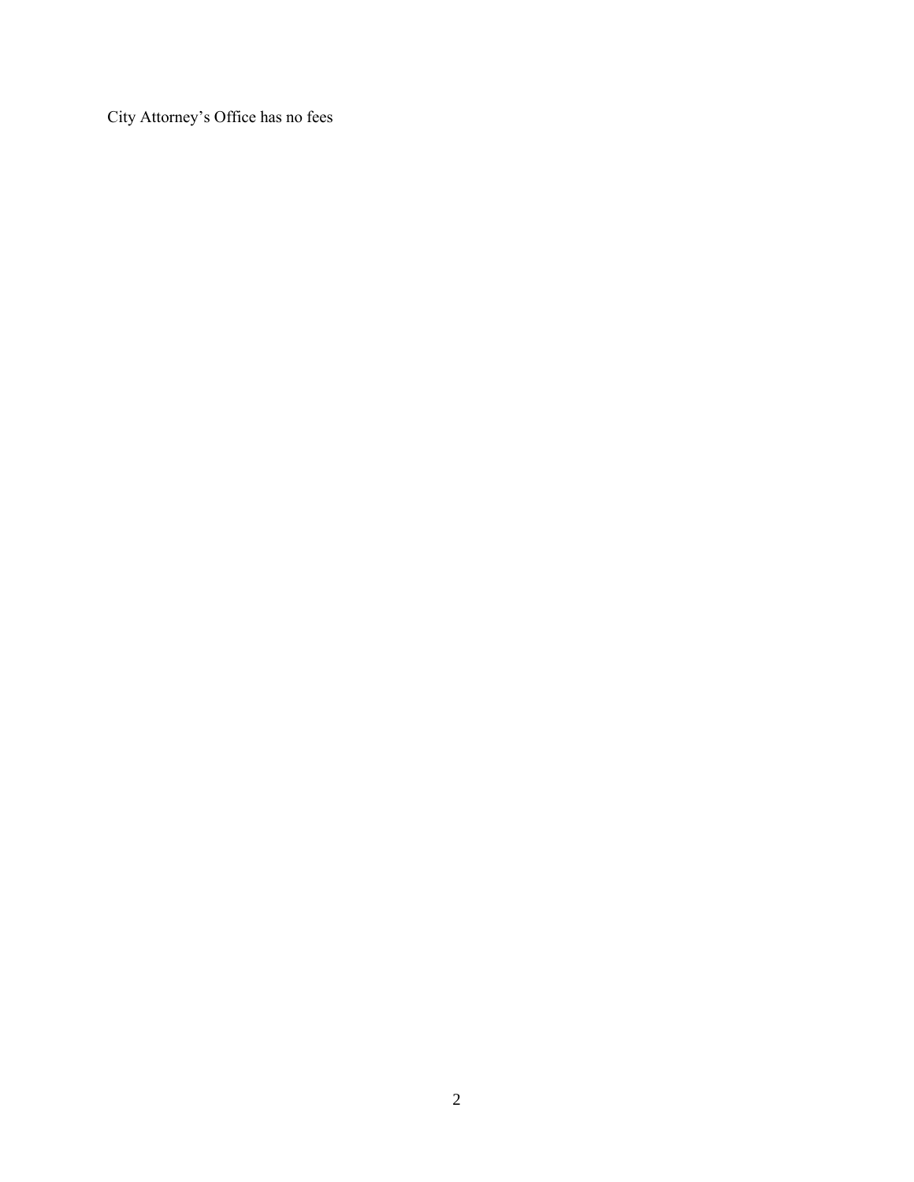City Attorney’s Office has no fees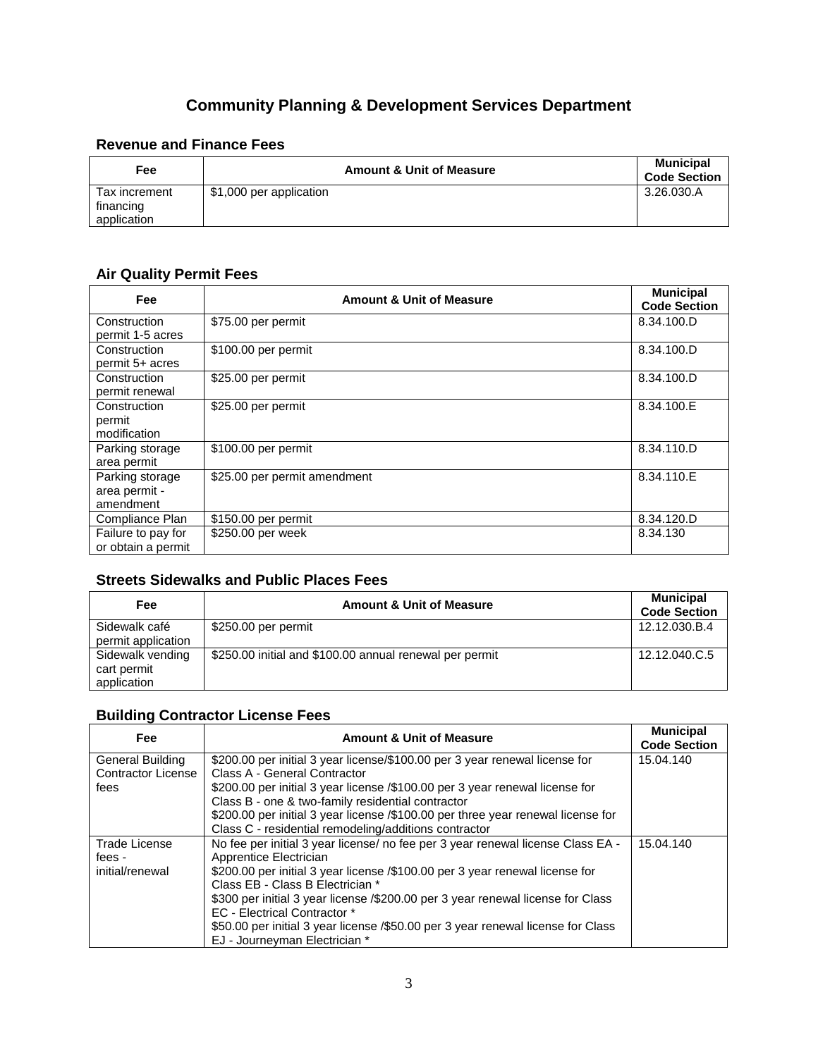# Community Planning & Development Services Department

## Revenue and Finance Fees

| Fee | Amount & Unit of Measure | Municipal Code Section |
|---|---|---|
| Tax increment financing application | $1,000 per application | 3.26.030.A |

## Air Quality Permit Fees

| Fee | Amount & Unit of Measure | Municipal Code Section |
|---|---|---|
| Construction permit 1-5 acres | $75.00 per permit | 8.34.100.D |
| Construction permit 5+ acres | $100.00 per permit | 8.34.100.D |
| Construction permit renewal | $25.00 per permit | 8.34.100.D |
| Construction permit modification | $25.00 per permit | 8.34.100.E |
| Parking storage area permit | $100.00 per permit | 8.34.110.D |
| Parking storage area permit - amendment | $25.00 per permit amendment | 8.34.110.E |
| Compliance Plan | $150.00 per permit | 8.34.120.D |
| Failure to pay for or obtain a permit | $250.00 per week | 8.34.130 |

## Streets Sidewalks and Public Places Fees

| Fee | Amount & Unit of Measure | Municipal Code Section |
|---|---|---|
| Sidewalk café permit application | $250.00 per permit | 12.12.030.B.4 |
| Sidewalk vending cart permit application | $250.00 initial and $100.00 annual renewal per permit | 12.12.040.C.5 |

## Building Contractor License Fees

| Fee | Amount & Unit of Measure | Municipal Code Section |
|---|---|---|
| General Building Contractor License fees | $200.00 per initial 3 year license/$100.00 per 3 year renewal license for Class A - General Contractor<br>$200.00 per initial 3 year license /$100.00 per 3 year renewal license for Class B - one & two-family residential contractor<br>$200.00 per initial 3 year license /$100.00 per three year renewal license for Class C - residential remodeling/additions contractor | 15.04.140 |
| Trade License fees - initial/renewal | No fee per initial 3 year license/ no fee per 3 year renewal license Class EA - Apprentice Electrician<br>$200.00 per initial 3 year license /$100.00 per 3 year renewal license for Class EB - Class B Electrician *<br>$300 per initial 3 year license /$200.00 per 3 year renewal license for Class EC - Electrical Contractor *<br>$50.00 per initial 3 year license /$50.00 per 3 year renewal license for Class EJ - Journeyman Electrician * | 15.04.140 |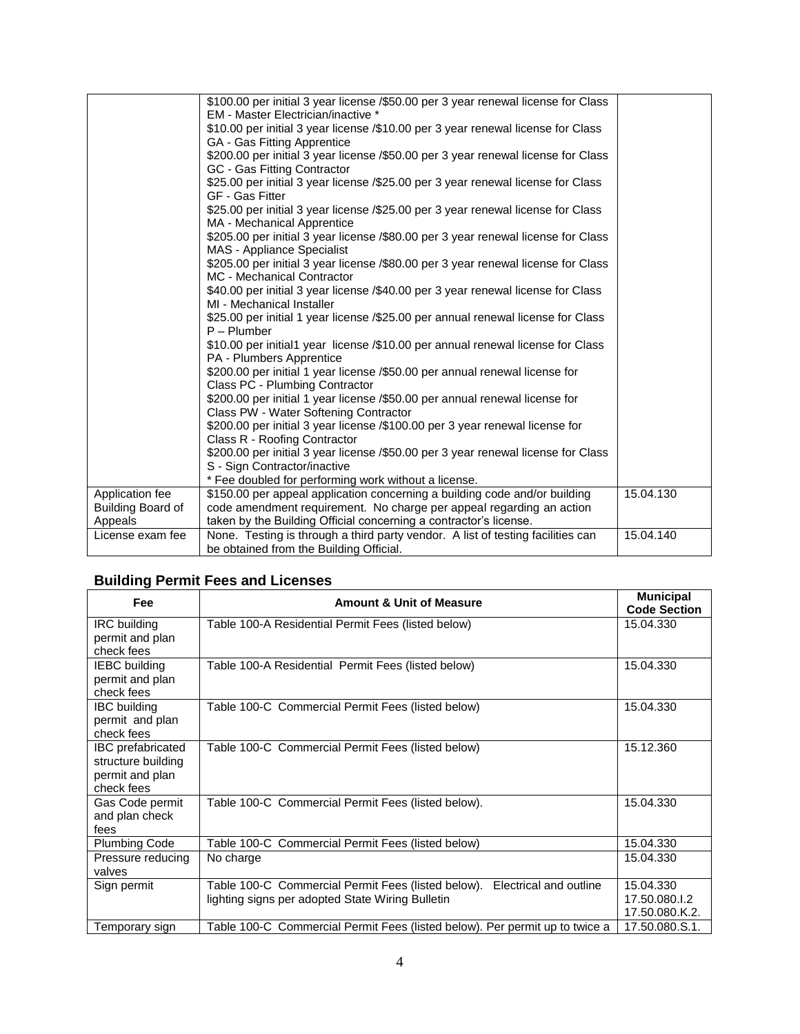| | | |
|---|---|---|
| | \$100.00 per initial 3 year license /\$50.00 per 3 year renewal license for Class EM - Master Electrician/inactive *<br>\$10.00 per initial 3 year license /\$10.00 per 3 year renewal license for Class GA - Gas Fitting Apprentice<br>\$200.00 per initial 3 year license /\$50.00 per 3 year renewal license for Class GC - Gas Fitting Contractor<br>\$25.00 per initial 3 year license /\$25.00 per 3 year renewal license for Class GF - Gas Fitter<br>\$25.00 per initial 3 year license /\$25.00 per 3 year renewal license for Class MA - Mechanical Apprentice<br>\$205.00 per initial 3 year license /\$80.00 per 3 year renewal license for Class MAS - Appliance Specialist<br>\$205.00 per initial 3 year license /\$80.00 per 3 year renewal license for Class MC - Mechanical Contractor<br>\$40.00 per initial 3 year license /\$40.00 per 3 year renewal license for Class MI - Mechanical Installer<br>\$25.00 per initial 1 year license /\$25.00 per annual renewal license for Class P – Plumber<br>\$10.00 per initial1 year license /\$10.00 per annual renewal license for Class PA - Plumbers Apprentice<br>\$200.00 per initial 1 year license /\$50.00 per annual renewal license for Class PC - Plumbing Contractor<br>\$200.00 per initial 1 year license /\$50.00 per annual renewal license for Class PW - Water Softening Contractor<br>\$200.00 per initial 3 year license /\$100.00 per 3 year renewal license for Class R - Roofing Contractor<br>\$200.00 per initial 3 year license /\$50.00 per 3 year renewal license for Class S - Sign Contractor/inactive<br>* Fee doubled for performing work without a license. | |
| Application fee Building Board of Appeals | \$150.00 per appeal application concerning a building code and/or building code amendment requirement. No charge per appeal regarding an action taken by the Building Official concerning a contractor's license. | 15.04.130 |
| License exam fee | None. Testing is through a third party vendor. A list of testing facilities can be obtained from the Building Official. | 15.04.140 |

## Building Permit Fees and Licenses

| Fee | Amount & Unit of Measure | Municipal Code Section |
|---|---|---|
| IRC building permit and plan check fees | Table 100-A Residential Permit Fees (listed below) | 15.04.330 |
| IEBC building permit and plan check fees | Table 100-A Residential Permit Fees (listed below) | 15.04.330 |
| IBC building permit and plan check fees | Table 100-C Commercial Permit Fees (listed below) | 15.04.330 |
| IBC prefabricated structure building permit and plan check fees | Table 100-C Commercial Permit Fees (listed below) | 15.12.360 |
| Gas Code permit and plan check fees | Table 100-C Commercial Permit Fees (listed below). | 15.04.330 |
| Plumbing Code | Table 100-C Commercial Permit Fees (listed below) | 15.04.330 |
| Pressure reducing valves | No charge | 15.04.330 |
| Sign permit | Table 100-C Commercial Permit Fees (listed below). Electrical and outline lighting signs per adopted State Wiring Bulletin | 15.04.330<br>17.50.080.I.2<br>17.50.080.K.2. |
| Temporary sign | Table 100-C Commercial Permit Fees (listed below). Per permit up to twice a | 17.50.080.S.1. |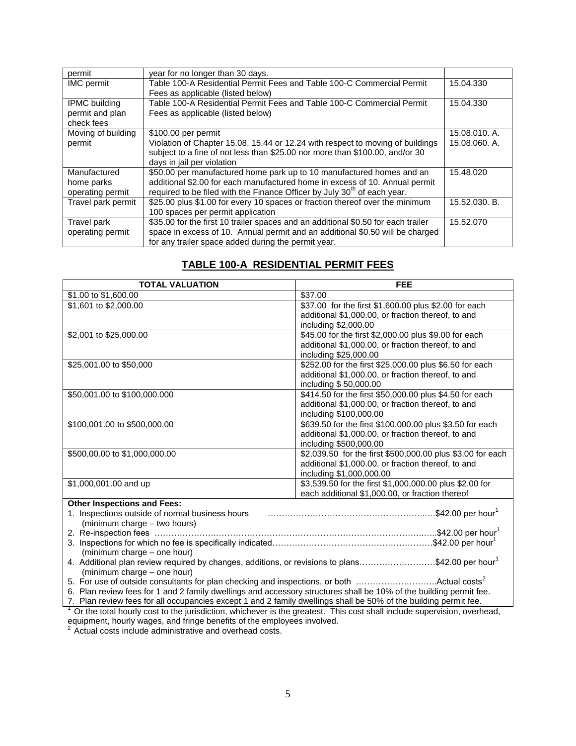| permit | year for no longer than 30 days. | |
|---|---|---|
| IMC permit | Table 100-A Residential Permit Fees and Table 100-C Commercial Permit Fees as applicable (listed below) | 15.04.330 |
| IPMC building permit and plan check fees | Table 100-A Residential Permit Fees and Table 100-C Commercial Permit Fees as applicable (listed below) | 15.04.330 |
| Moving of building permit | $100.00 per permit<br>Violation of Chapter 15.08, 15.44 or 12.24 with respect to moving of buildings subject to a fine of not less than $25.00 nor more than $100.00, and/or 30 days in jail per violation | 15.08.010. A.<br>15.08.060. A. |
| Manufactured home parks operating permit | $50.00 per manufactured home park up to 10 manufactured homes and an additional $2.00 for each manufactured home in excess of 10. Annual permit required to be filed with the Finance Officer by July 30th of each year. | 15.48.020 |
| Travel park permit | $25.00 plus $1.00 for every 10 spaces or fraction thereof over the minimum 100 spaces per permit application | 15.52.030. B. |
| Travel park operating permit | $35.00 for the first 10 trailer spaces and an additional $0.50 for each trailer space in excess of 10. Annual permit and an additional $0.50 will be charged for any trailer space added during the permit year. | 15.52.070 |

## TABLE 100-A RESIDENTIAL PERMIT FEES

| TOTAL VALUATION | FEE |
|---|---|
| $1.00 to $1,600.00 | $37.00 |
| $1,601 to $2,000.00 | $37.00 for the first $1,600.00 plus $2.00 for each additional $1,000.00, or fraction thereof, to and including $2,000.00 |
| $2,001 to $25,000.00 | $45.00 for the first $2,000.00 plus $9.00 for each additional $1,000.00, or fraction thereof, to and including $25,000.00 |
| $25,001.00 to $50,000 | $252.00 for the first $25,000.00 plus $6.50 for each additional $1,000.00, or fraction thereof, to and including $ 50,000.00 |
| $50,001.00 to $100,000.000 | $414.50 for the first $50,000.00 plus $4.50 for each additional $1,000.00, or fraction thereof, to and including $100,000.00 |
| $100,001.00 to $500,000.00 | $639.50 for the first $100,000.00 plus $3.50 for each additional $1,000.00, or fraction thereof, to and including $500,000.00 |
| $500,00.00 to $1,000,000.00 | $2,039.50 for the first $500,000.00 plus $3.00 for each additional $1,000.00, or fraction thereof, to and including $1,000,000.00 |
| $1,000,001.00 and up | $3,539.50 for the first $1,000,000.00 plus $2.00 for each additional $1,000.00, or fraction thereof |

**Other Inspections and Fees:**

1. Inspections outside of normal business hours ……………………………………………………$42.00 per hour[1]
   (minimum charge – two hours)
2. Re-inspection fees ……………………………………………………………………………………$42.00 per hour[1]
3. Inspections for which no fee is specifically indicated…………………………………………………$42.00 per hour[1]
   (minimum charge – one hour)
4. Additional plan review required by changes, additions, or revisions to plans………………………$42.00 per hour[1]
   (minimum charge – one hour)
5. For use of outside consultants for plan checking and inspections, or both ………………………..Actual costs[2]
6. Plan review fees for 1 and 2 family dwellings and accessory structures shall be 10% of the building permit fee.
7. Plan review fees for all occupancies except 1 and 2 family dwellings shall be 50% of the building permit fee.

[1] Or the total hourly cost to the jurisdiction, whichever is the greatest. This cost shall include supervision, overhead, equipment, hourly wages, and fringe benefits of the employees involved.

[2] Actual costs include administrative and overhead costs.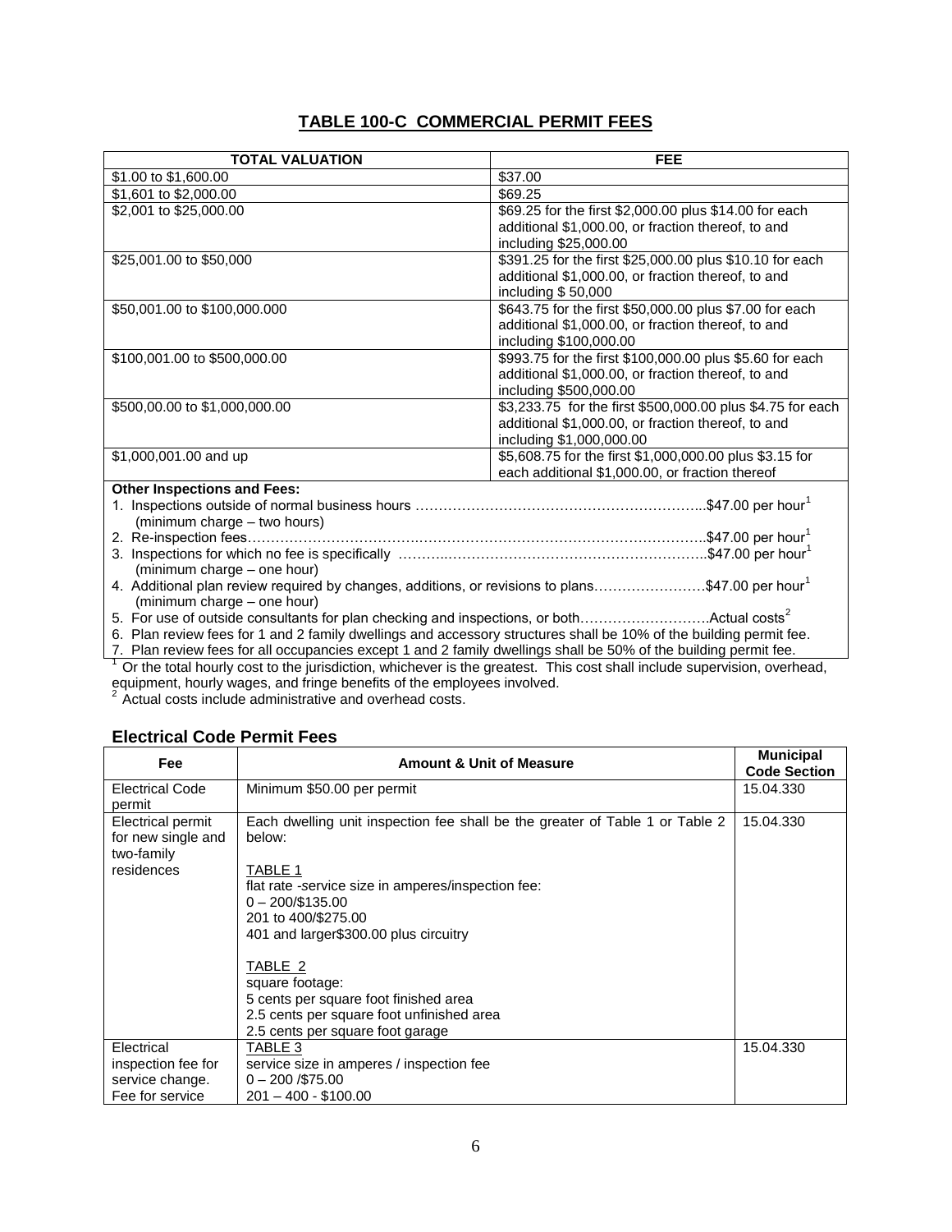## TABLE 100-C COMMERCIAL PERMIT FEES

| TOTAL VALUATION | FEE |
|---|---|
| $1.00 to $1,600.00 | $37.00 |
| $1,601 to $2,000.00 | $69.25 |
| $2,001 to $25,000.00 | $69.25 for the first $2,000.00 plus $14.00 for each additional $1,000.00, or fraction thereof, to and including $25,000.00 |
| $25,001.00 to $50,000 | $391.25 for the first $25,000.00 plus $10.10 for each additional $1,000.00, or fraction thereof, to and including $ 50,000 |
| $50,001.00 to $100,000.000 | $643.75 for the first $50,000.00 plus $7.00 for each additional $1,000.00, or fraction thereof, to and including $100,000.00 |
| $100,001.00 to $500,000.00 | $993.75 for the first $100,000.00 plus $5.60 for each additional $1,000.00, or fraction thereof, to and including $500,000.00 |
| $500,00.00 to $1,000,000.00 | $3,233.75 for the first $500,000.00 plus $4.75 for each additional $1,000.00, or fraction thereof, to and including $1,000,000.00 |
| $1,000,001.00 and up | $5,608.75 for the first $1,000,000.00 plus $3.15 for each additional $1,000.00, or fraction thereof |

**Other Inspections and Fees:**

1. Inspections outside of normal business hours ……………………………………………………...$47.00 per hour[1] (minimum charge – two hours)
2. Re-inspection fees……………………………………………………………………………………….$47.00 per hour[1]
3. Inspections for which no fee is specifically ………..…………………………………………………..$47.00 per hour[1] (minimum charge – one hour)
4. Additional plan review required by changes, additions, or revisions to plans……………………$47.00 per hour[1] (minimum charge – one hour)
5. For use of outside consultants for plan checking and inspections, or both……………………….Actual costs[2]
6. Plan review fees for 1 and 2 family dwellings and accessory structures shall be 10% of the building permit fee.
7. Plan review fees for all occupancies except 1 and 2 family dwellings shall be 50% of the building permit fee.

[1] Or the total hourly cost to the jurisdiction, whichever is the greatest. This cost shall include supervision, overhead, equipment, hourly wages, and fringe benefits of the employees involved.

[2] Actual costs include administrative and overhead costs.

### Electrical Code Permit Fees

| Fee | Amount & Unit of Measure | Municipal Code Section |
|---|---|---|
| Electrical Code permit | Minimum $50.00 per permit | 15.04.330 |
| Electrical permit for new single and two-family residences | Each dwelling unit inspection fee shall be the greater of Table 1 or Table 2 below:<br><br>TABLE 1<br>flat rate -service size in amperes/inspection fee:<br>0 – 200/$135.00<br>201 to 400/$275.00<br>401 and larger$300.00 plus circuitry<br><br>TABLE 2<br>square footage:<br>5 cents per square foot finished area<br>2.5 cents per square foot unfinished area<br>2.5 cents per square foot garage | 15.04.330 |
| Electrical inspection fee for service change. Fee for service | TABLE 3<br>service size in amperes / inspection fee<br>0 – 200 /$75.00<br>201 – 400 - $100.00 | 15.04.330 |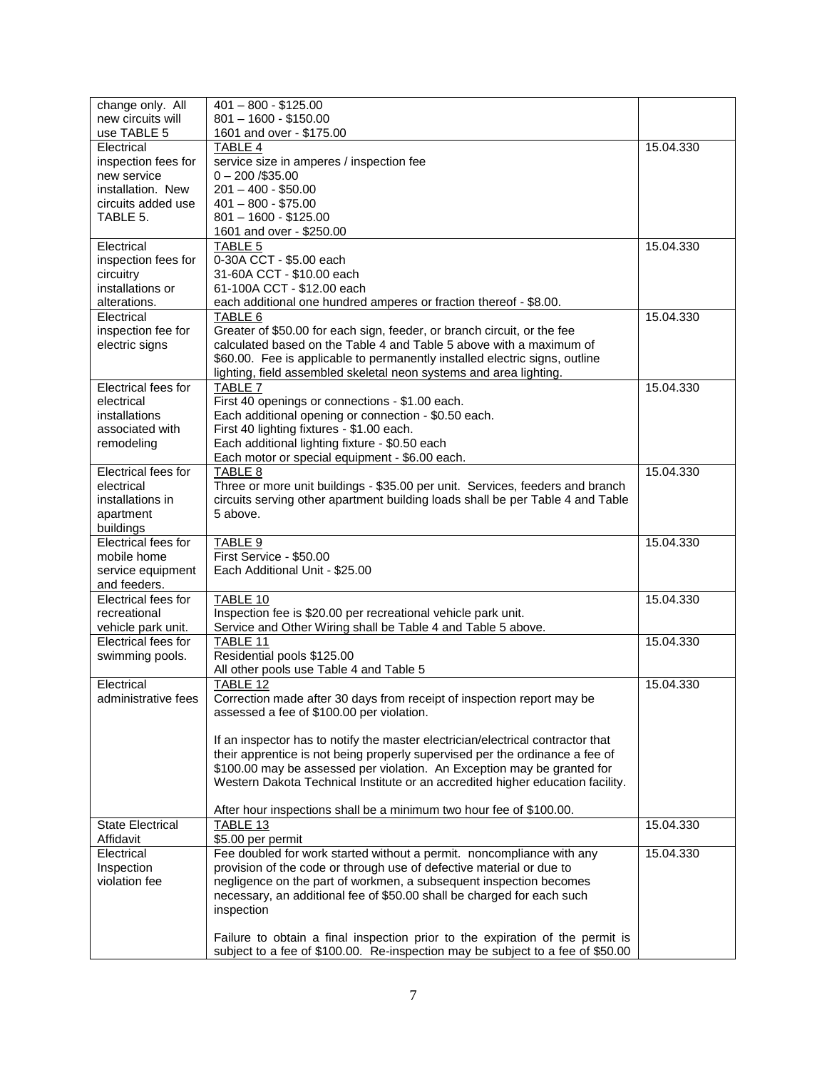| | | |
|---|---|---|
| change only. All new circuits will use TABLE 5 | 401 – 800 - $125.00<br>801 – 1600 - $150.00<br>1601 and over - $175.00 | |
| Electrical inspection fees for new service installation. New circuits added use TABLE 5. | TABLE 4<br>service size in amperes / inspection fee<br>0 – 200 /$35.00<br>201 – 400 - $50.00<br>401 – 800 - $75.00<br>801 – 1600 - $125.00<br>1601 and over - $250.00 | 15.04.330 |
| Electrical inspection fees for circuitry installations or alterations. | TABLE 5<br>0-30A CCT - $5.00 each<br>31-60A CCT - $10.00 each<br>61-100A CCT - $12.00 each<br>each additional one hundred amperes or fraction thereof - $8.00. | 15.04.330 |
| Electrical inspection fee for electric signs | TABLE 6<br>Greater of $50.00 for each sign, feeder, or branch circuit, or the fee calculated based on the Table 4 and Table 5 above with a maximum of $60.00. Fee is applicable to permanently installed electric signs, outline lighting, field assembled skeletal neon systems and area lighting. | 15.04.330 |
| Electrical fees for electrical installations associated with remodeling | TABLE 7<br>First 40 openings or connections - $1.00 each.<br>Each additional opening or connection - $0.50 each.<br>First 40 lighting fixtures - $1.00 each.<br>Each additional lighting fixture - $0.50 each<br>Each motor or special equipment - $6.00 each. | 15.04.330 |
| Electrical fees for electrical installations in apartment buildings | TABLE 8<br>Three or more unit buildings - $35.00 per unit. Services, feeders and branch circuits serving other apartment building loads shall be per Table 4 and Table 5 above. | 15.04.330 |
| Electrical fees for mobile home service equipment and feeders. | TABLE 9<br>First Service - $50.00<br>Each Additional Unit - $25.00 | 15.04.330 |
| Electrical fees for recreational vehicle park unit. | TABLE 10<br>Inspection fee is $20.00 per recreational vehicle park unit.<br>Service and Other Wiring shall be Table 4 and Table 5 above. | 15.04.330 |
| Electrical fees for swimming pools. | TABLE 11<br>Residential pools $125.00<br>All other pools use Table 4 and Table 5 | 15.04.330 |
| Electrical administrative fees | TABLE 12<br>Correction made after 30 days from receipt of inspection report may be assessed a fee of $100.00 per violation.<br><br>If an inspector has to notify the master electrician/electrical contractor that their apprentice is not being properly supervised per the ordinance a fee of $100.00 may be assessed per violation. An Exception may be granted for Western Dakota Technical Institute or an accredited higher education facility.<br><br>After hour inspections shall be a minimum two hour fee of $100.00. | 15.04.330 |
| State Electrical Affidavit | TABLE 13<br>$5.00 per permit | 15.04.330 |
| Electrical Inspection violation fee | Fee doubled for work started without a permit. noncompliance with any provision of the code or through use of defective material or due to negligence on the part of workmen, a subsequent inspection becomes necessary, an additional fee of $50.00 shall be charged for each such inspection<br><br>Failure to obtain a final inspection prior to the expiration of the permit is subject to a fee of $100.00. Re-inspection may be subject to a fee of $50.00 | 15.04.330 |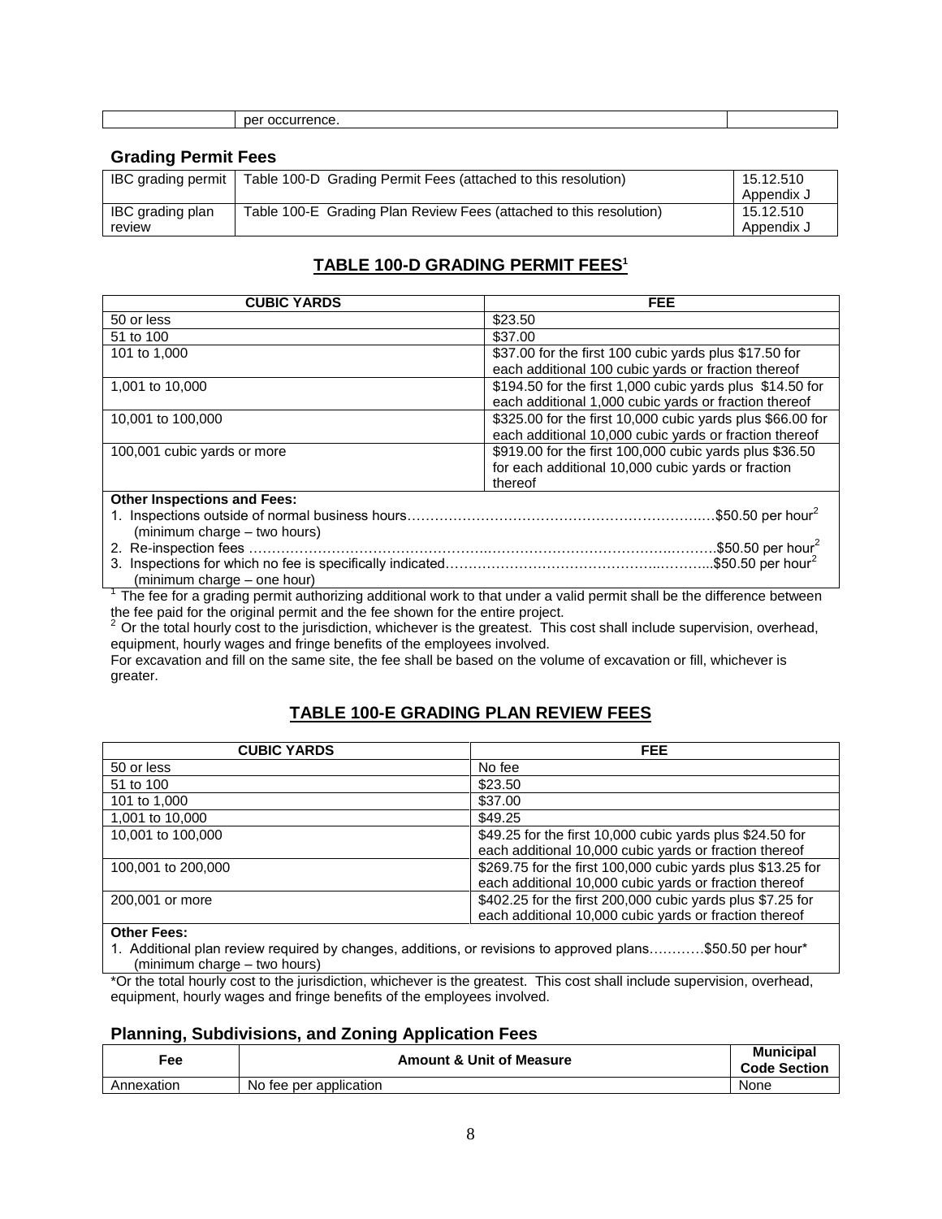| | per occurrence. | |
|---|---|---|

## Grading Permit Fees

| | | |
|---|---|---|
| IBC grading permit | Table 100-D Grading Permit Fees (attached to this resolution) | 15.12.510 Appendix J |
| IBC grading plan review | Table 100-E Grading Plan Review Fees (attached to this resolution) | 15.12.510 Appendix J |

## TABLE 100-D GRADING PERMIT FEES[1]

| CUBIC YARDS | FEE |
|---|---|
| 50 or less | \$23.50 |
| 51 to 100 | \$37.00 |
| 101 to 1,000 | \$37.00 for the first 100 cubic yards plus \$17.50 for each additional 100 cubic yards or fraction thereof |
| 1,001 to 10,000 | \$194.50 for the first 1,000 cubic yards plus \$14.50 for each additional 1,000 cubic yards or fraction thereof |
| 10,001 to 100,000 | \$325.00 for the first 10,000 cubic yards plus \$66.00 for each additional 10,000 cubic yards or fraction thereof |
| 100,001 cubic yards or more | \$919.00 for the first 100,000 cubic yards plus \$36.50 for each additional 10,000 cubic yards or fraction thereof |

**Other Inspections and Fees:**

1. Inspections outside of normal business hours……………………………………………………….…\$50.50 per hour[2]
   (minimum charge – two hours)
2. Re-inspection fees ………………………………………….………………………………….……….\$50.50 per hour[2]
3. Inspections for which no fee is specifically indicated………………………………………..………...\$50.50 per hour[2]
   (minimum charge – one hour)

[1] The fee for a grading permit authorizing additional work to that under a valid permit shall be the difference between the fee paid for the original permit and the fee shown for the entire project.
[2] Or the total hourly cost to the jurisdiction, whichever is the greatest. This cost shall include supervision, overhead, equipment, hourly wages and fringe benefits of the employees involved.
For excavation and fill on the same site, the fee shall be based on the volume of excavation or fill, whichever is greater.

## TABLE 100-E GRADING PLAN REVIEW FEES

| CUBIC YARDS | FEE |
|---|---|
| 50 or less | No fee |
| 51 to 100 | \$23.50 |
| 101 to 1,000 | \$37.00 |
| 1,001 to 10,000 | \$49.25 |
| 10,001 to 100,000 | \$49.25 for the first 10,000 cubic yards plus \$24.50 for each additional 10,000 cubic yards or fraction thereof |
| 100,001 to 200,000 | \$269.75 for the first 100,000 cubic yards plus \$13.25 for each additional 10,000 cubic yards or fraction thereof |
| 200,001 or more | \$402.25 for the first 200,000 cubic yards plus \$7.25 for each additional 10,000 cubic yards or fraction thereof |

**Other Fees:**

1. Additional plan review required by changes, additions, or revisions to approved plans…………\$50.50 per hour*
   (minimum charge – two hours)

*Or the total hourly cost to the jurisdiction, whichever is the greatest. This cost shall include supervision, overhead, equipment, hourly wages and fringe benefits of the employees involved.

## Planning, Subdivisions, and Zoning Application Fees

| Fee | Amount & Unit of Measure | Municipal Code Section |
|---|---|---|
| Annexation | No fee per application | None |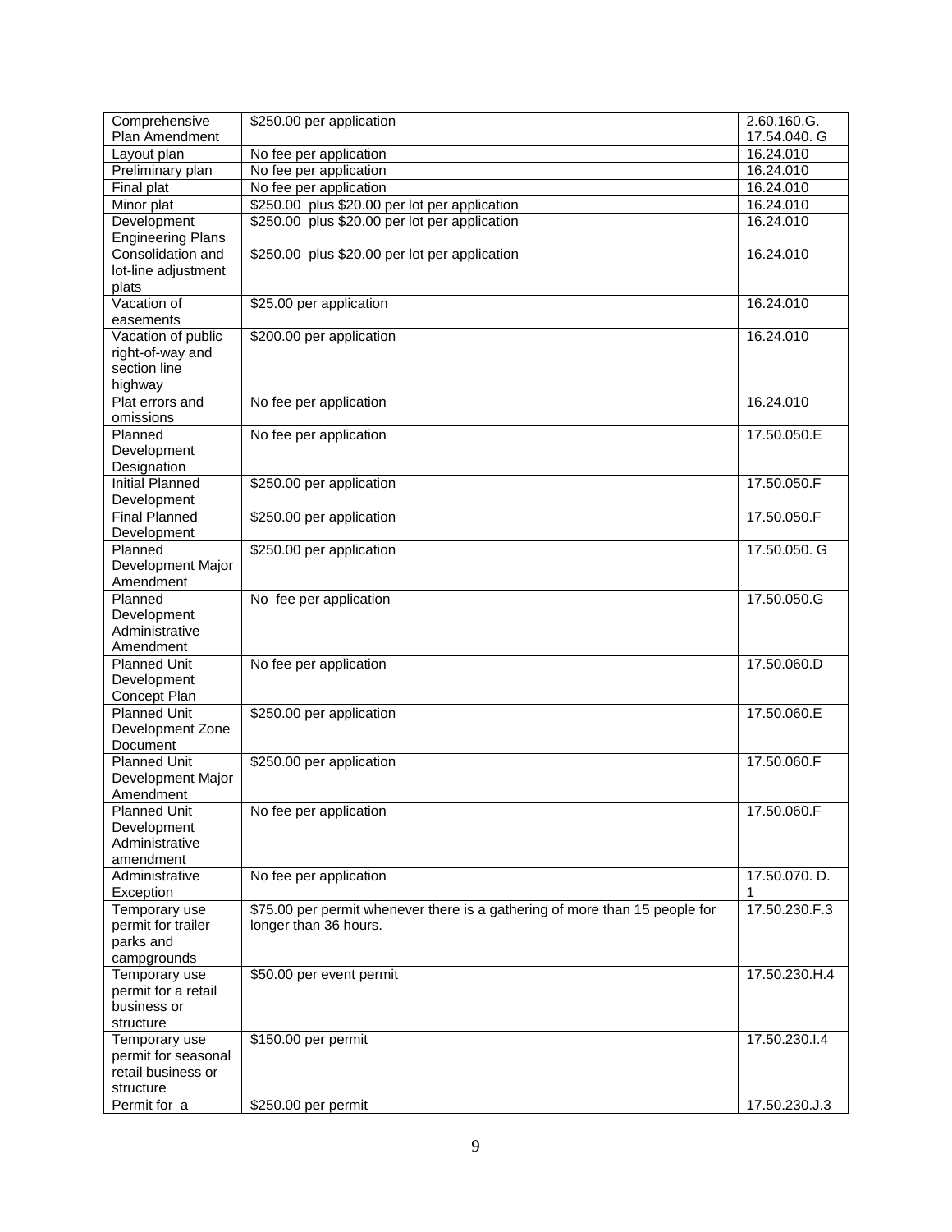| Comprehensive Plan Amendment | $250.00 per application | 2.60.160.G. 17.54.040. G |
|---|---|---|
| Layout plan | No fee per application | 16.24.010 |
| Preliminary plan | No fee per application | 16.24.010 |
| Final plat | No fee per application | 16.24.010 |
| Minor plat | $250.00 plus $20.00 per lot per application | 16.24.010 |
| Development Engineering Plans | $250.00 plus $20.00 per lot per application | 16.24.010 |
| Consolidation and lot-line adjustment plats | $250.00 plus $20.00 per lot per application | 16.24.010 |
| Vacation of easements | $25.00 per application | 16.24.010 |
| Vacation of public right-of-way and section line highway | $200.00 per application | 16.24.010 |
| Plat errors and omissions | No fee per application | 16.24.010 |
| Planned Development Designation | No fee per application | 17.50.050.E |
| Initial Planned Development | $250.00 per application | 17.50.050.F |
| Final Planned Development | $250.00 per application | 17.50.050.F |
| Planned Development Major Amendment | $250.00 per application | 17.50.050. G |
| Planned Development Administrative Amendment | No fee per application | 17.50.050.G |
| Planned Unit Development Concept Plan | No fee per application | 17.50.060.D |
| Planned Unit Development Zone Document | $250.00 per application | 17.50.060.E |
| Planned Unit Development Major Amendment | $250.00 per application | 17.50.060.F |
| Planned Unit Development Administrative amendment | No fee per application | 17.50.060.F |
| Administrative Exception | No fee per application | 17.50.070. D. 1 |
| Temporary use permit for trailer parks and campgrounds | $75.00 per permit whenever there is a gathering of more than 15 people for longer than 36 hours. | 17.50.230.F.3 |
| Temporary use permit for a retail business or structure | $50.00 per event permit | 17.50.230.H.4 |
| Temporary use permit for seasonal retail business or structure | $150.00 per permit | 17.50.230.I.4 |
| Permit for a | $250.00 per permit | 17.50.230.J.3 |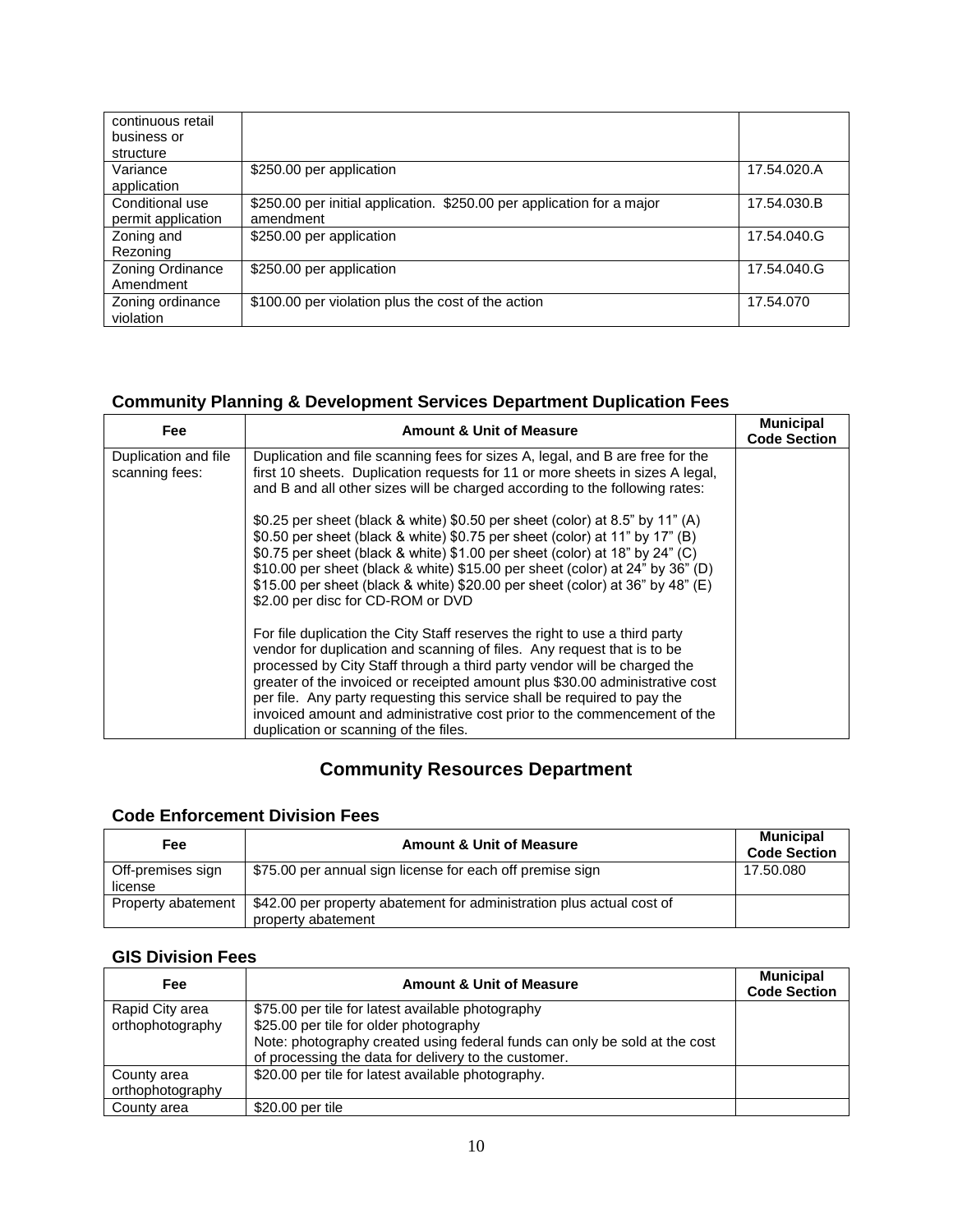| | | |
|---|---|---|
| continuous retail business or structure | | |
| Variance application | \$250.00 per application | 17.54.020.A |
| Conditional use permit application | \$250.00 per initial application. \$250.00 per application for a major amendment | 17.54.030.B |
| Zoning and Rezoning | \$250.00 per application | 17.54.040.G |
| Zoning Ordinance Amendment | \$250.00 per application | 17.54.040.G |
| Zoning ordinance violation | \$100.00 per violation plus the cost of the action | 17.54.070 |

### Community Planning & Development Services Department Duplication Fees

| Fee | Amount & Unit of Measure | Municipal Code Section |
|---|---|---|
| Duplication and file scanning fees: | Duplication and file scanning fees for sizes A, legal, and B are free for the first 10 sheets. Duplication requests for 11 or more sheets in sizes A legal, and B and all other sizes will be charged according to the following rates:<br><br>\$0.25 per sheet (black & white) \$0.50 per sheet (color) at 8.5" by 11" (A)<br>\$0.50 per sheet (black & white) \$0.75 per sheet (color) at 11" by 17" (B)<br>\$0.75 per sheet (black & white) \$1.00 per sheet (color) at 18" by 24" (C)<br>\$10.00 per sheet (black & white) \$15.00 per sheet (color) at 24" by 36" (D)<br>\$15.00 per sheet (black & white) \$20.00 per sheet (color) at 36" by 48" (E)<br>\$2.00 per disc for CD-ROM or DVD<br><br>For file duplication the City Staff reserves the right to use a third party vendor for duplication and scanning of files. Any request that is to be processed by City Staff through a third party vendor will be charged the greater of the invoiced or receipted amount plus \$30.00 administrative cost per file. Any party requesting this service shall be required to pay the invoiced amount and administrative cost prior to the commencement of the duplication or scanning of the files. | |

## Community Resources Department

### Code Enforcement Division Fees

| Fee | Amount & Unit of Measure | Municipal Code Section |
|---|---|---|
| Off-premises sign license | \$75.00 per annual sign license for each off premise sign | 17.50.080 |
| Property abatement | \$42.00 per property abatement for administration plus actual cost of property abatement | |

### GIS Division Fees

| Fee | Amount & Unit of Measure | Municipal Code Section |
|---|---|---|
| Rapid City area orthophotography | \$75.00 per tile for latest available photography<br>\$25.00 per tile for older photography<br>Note: photography created using federal funds can only be sold at the cost of processing the data for delivery to the customer. | |
| County area orthophotography | \$20.00 per tile for latest available photography. | |
| County area | \$20.00 per tile | |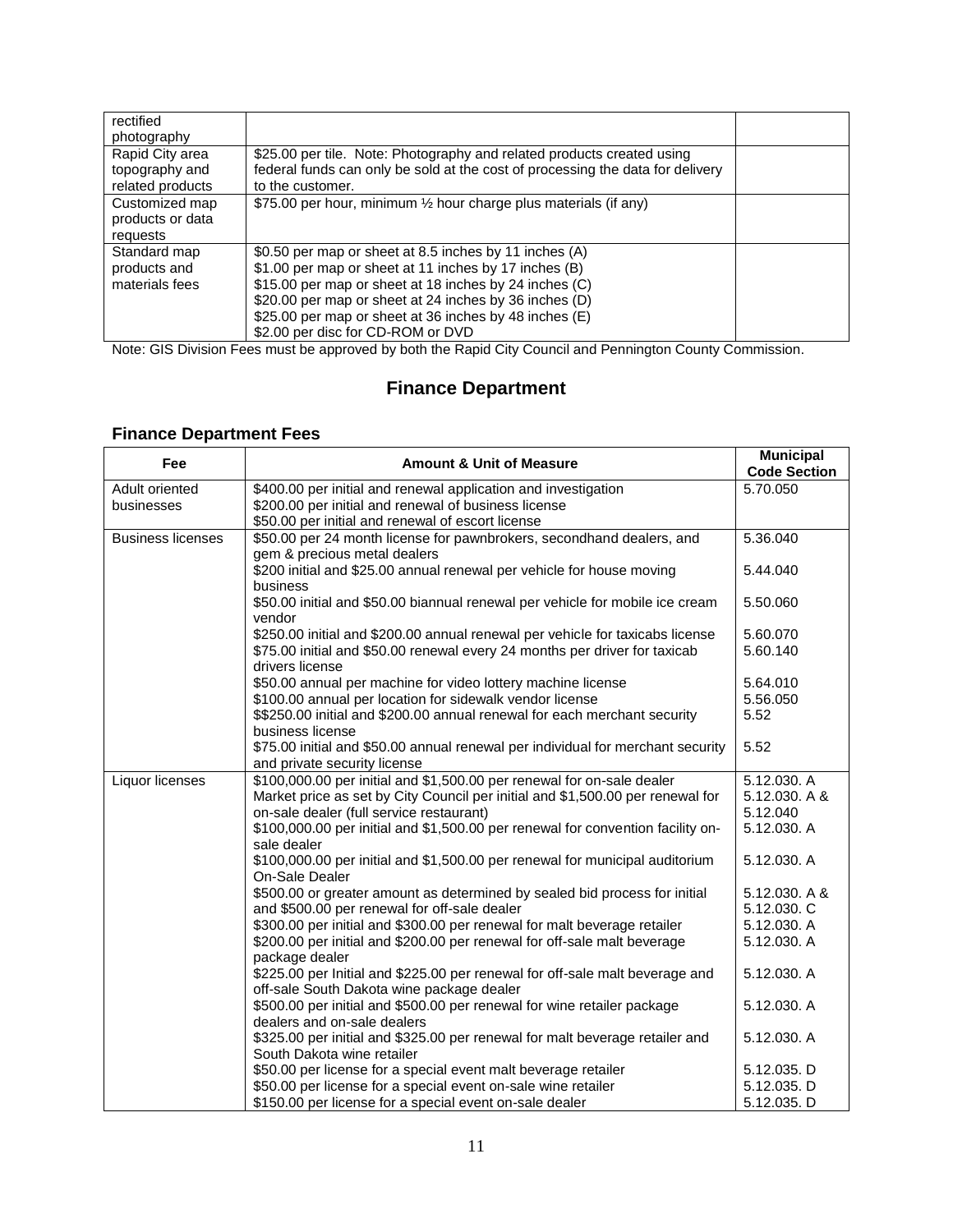| | | |
|---|---|---|
| rectified photography | | |
| Rapid City area topography and related products | \$25.00 per tile. Note: Photography and related products created using federal funds can only be sold at the cost of processing the data for delivery to the customer. | |
| Customized map products or data requests | \$75.00 per hour, minimum ½ hour charge plus materials (if any) | |
| Standard map products and materials fees | \$0.50 per map or sheet at 8.5 inches by 11 inches (A)<br>\$1.00 per map or sheet at 11 inches by 17 inches (B)<br>\$15.00 per map or sheet at 18 inches by 24 inches (C)<br>\$20.00 per map or sheet at 24 inches by 36 inches (D)<br>\$25.00 per map or sheet at 36 inches by 48 inches (E)<br>\$2.00 per disc for CD-ROM or DVD | |

Note: GIS Division Fees must be approved by both the Rapid City Council and Pennington County Commission.

# Finance Department

## Finance Department Fees

| Fee | Amount & Unit of Measure | Municipal Code Section |
|---|---|---|
| Adult oriented businesses | \$400.00 per initial and renewal application and investigation<br>\$200.00 per initial and renewal of business license<br>\$50.00 per initial and renewal of escort license | 5.70.050 |
| Business licenses | \$50.00 per 24 month license for pawnbrokers, secondhand dealers, and gem & precious metal dealers | 5.36.040 |
| | \$200 initial and \$25.00 annual renewal per vehicle for house moving business | 5.44.040 |
| | \$50.00 initial and \$50.00 biannual renewal per vehicle for mobile ice cream vendor | 5.50.060 |
| | \$250.00 initial and \$200.00 annual renewal per vehicle for taxicabs license | 5.60.070 |
| | \$75.00 initial and \$50.00 renewal every 24 months per driver for taxicab drivers license | 5.60.140 |
| | \$50.00 annual per machine for video lottery machine license | 5.64.010 |
| | \$100.00 annual per location for sidewalk vendor license | 5.56.050 |
| | \$\$250.00 initial and \$200.00 annual renewal for each merchant security business license | 5.52 |
| | \$75.00 initial and \$50.00 annual renewal per individual for merchant security and private security license | 5.52 |
| Liquor licenses | \$100,000.00 per initial and \$1,500.00 per renewal for on-sale dealer | 5.12.030. A |
| | Market price as set by City Council per initial and \$1,500.00 per renewal for on-sale dealer (full service restaurant) | 5.12.030. A & 5.12.040 |
| | \$100,000.00 per initial and \$1,500.00 per renewal for convention facility on-sale dealer | 5.12.030. A |
| | \$100,000.00 per initial and \$1,500.00 per renewal for municipal auditorium On-Sale Dealer | 5.12.030. A |
| | \$500.00 or greater amount as determined by sealed bid process for initial and \$500.00 per renewal for off-sale dealer | 5.12.030. A & 5.12.030. C |
| | \$300.00 per initial and \$300.00 per renewal for malt beverage retailer | 5.12.030. A |
| | \$200.00 per initial and \$200.00 per renewal for off-sale malt beverage package dealer | 5.12.030. A |
| | \$225.00 per Initial and \$225.00 per renewal for off-sale malt beverage and off-sale South Dakota wine package dealer | 5.12.030. A |
| | \$500.00 per initial and \$500.00 per renewal for wine retailer package dealers and on-sale dealers | 5.12.030. A |
| | \$325.00 per initial and \$325.00 per renewal for malt beverage retailer and South Dakota wine retailer | 5.12.030. A |
| | \$50.00 per license for a special event malt beverage retailer | 5.12.035. D |
| | \$50.00 per license for a special event on-sale wine retailer | 5.12.035. D |
| | \$150.00 per license for a special event on-sale dealer | 5.12.035. D |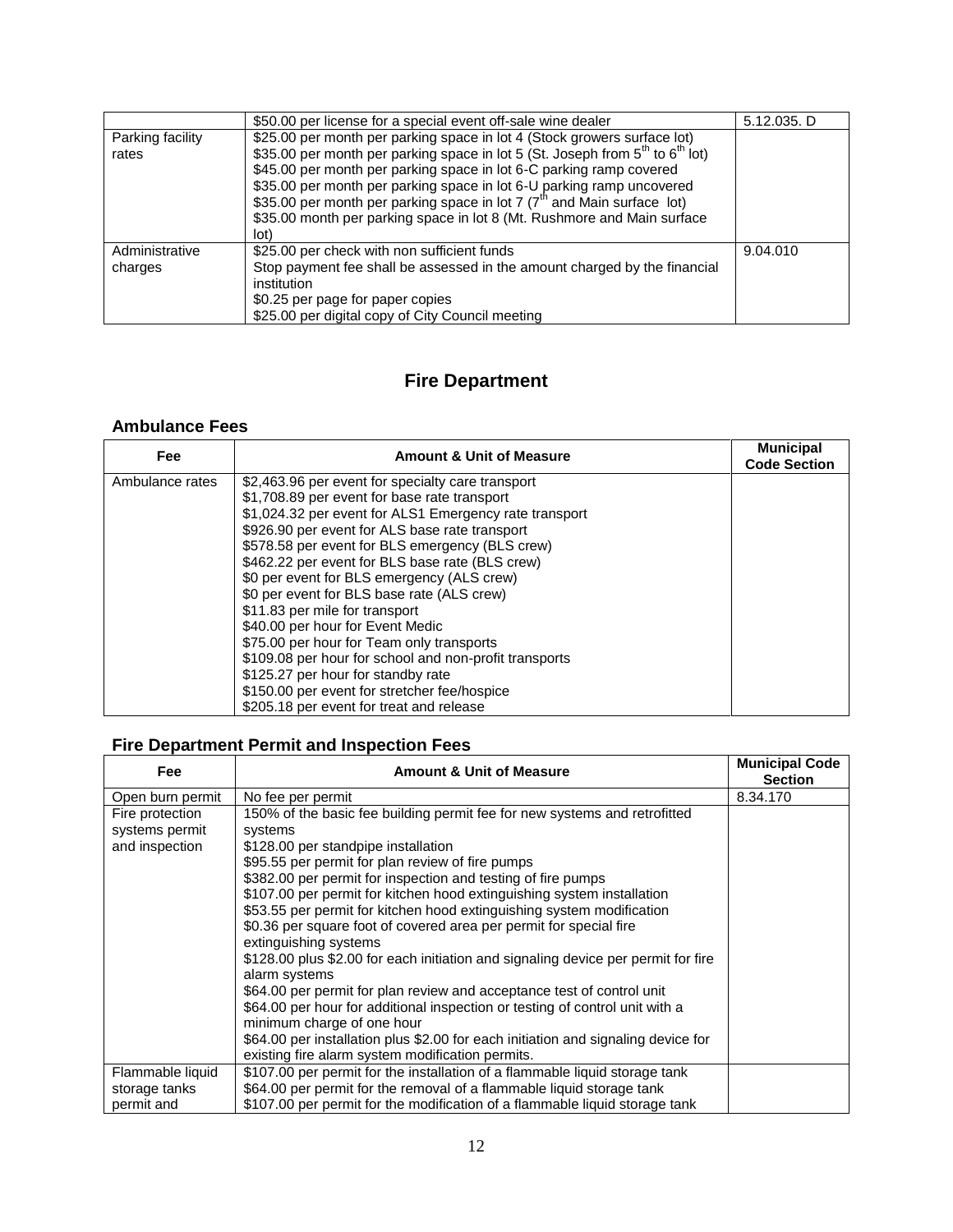| | | |
|---|---|---|
| | \$50.00 per license for a special event off-sale wine dealer | 5.12.035. D |
| Parking facility rates | \$25.00 per month per parking space in lot 4 (Stock growers surface lot)<br>\$35.00 per month per parking space in lot 5 (St. Joseph from 5th to 6th lot)<br>\$45.00 per month per parking space in lot 6-C parking ramp covered<br>\$35.00 per month per parking space in lot 6-U parking ramp uncovered<br>\$35.00 per month per parking space in lot 7 (7th and Main surface lot)<br>\$35.00 month per parking space in lot 8 (Mt. Rushmore and Main surface lot) | |
| Administrative charges | \$25.00 per check with non sufficient funds<br>Stop payment fee shall be assessed in the amount charged by the financial institution<br>\$0.25 per page for paper copies<br>\$25.00 per digital copy of City Council meeting | 9.04.010 |

# Fire Department

## Ambulance Fees

| Fee | Amount & Unit of Measure | Municipal Code Section |
|---|---|---|
| Ambulance rates | \$2,463.96 per event for specialty care transport<br>\$1,708.89 per event for base rate transport<br>\$1,024.32 per event for ALS1 Emergency rate transport<br>\$926.90 per event for ALS base rate transport<br>\$578.58 per event for BLS emergency (BLS crew)<br>\$462.22 per event for BLS base rate (BLS crew)<br>\$0 per event for BLS emergency (ALS crew)<br>\$0 per event for BLS base rate (ALS crew)<br>\$11.83 per mile for transport<br>\$40.00 per hour for Event Medic<br>\$75.00 per hour for Team only transports<br>\$109.08 per hour for school and non-profit transports<br>\$125.27 per hour for standby rate<br>\$150.00 per event for stretcher fee/hospice<br>\$205.18 per event for treat and release | |

## Fire Department Permit and Inspection Fees

| Fee | Amount & Unit of Measure | Municipal Code Section |
|---|---|---|
| Open burn permit | No fee per permit | 8.34.170 |
| Fire protection systems permit and inspection | 150% of the basic fee building permit fee for new systems and retrofitted systems<br>\$128.00 per standpipe installation<br>\$95.55 per permit for plan review of fire pumps<br>\$382.00 per permit for inspection and testing of fire pumps<br>\$107.00 per permit for kitchen hood extinguishing system installation<br>\$53.55 per permit for kitchen hood extinguishing system modification<br>\$0.36 per square foot of covered area per permit for special fire extinguishing systems<br>\$128.00 plus \$2.00 for each initiation and signaling device per permit for fire alarm systems<br>\$64.00 per permit for plan review and acceptance test of control unit<br>\$64.00 per hour for additional inspection or testing of control unit with a minimum charge of one hour<br>\$64.00 per installation plus \$2.00 for each initiation and signaling device for existing fire alarm system modification permits. | |
| Flammable liquid storage tanks permit and | \$107.00 per permit for the installation of a flammable liquid storage tank<br>\$64.00 per permit for the removal of a flammable liquid storage tank<br>\$107.00 per permit for the modification of a flammable liquid storage tank | |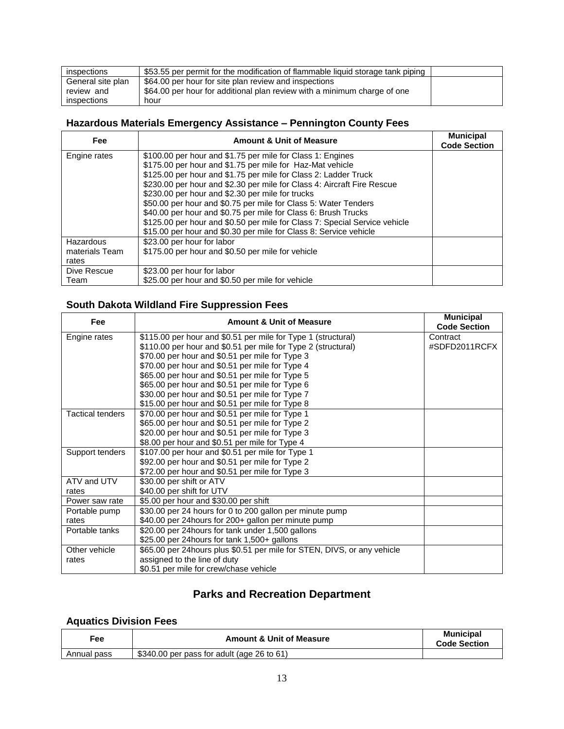| | | |
|---|---|---|
| inspections | $53.55 per permit for the modification of flammable liquid storage tank piping | |
| General site plan review and inspections | $64.00 per hour for site plan review and inspections<br>$64.00 per hour for additional plan review with a minimum charge of one hour | |

### Hazardous Materials Emergency Assistance – Pennington County Fees

| Fee | Amount & Unit of Measure | Municipal Code Section |
|---|---|---|
| Engine rates | $100.00 per hour and $1.75 per mile for Class 1: Engines<br>$175.00 per hour and $1.75 per mile for Haz-Mat vehicle<br>$125.00 per hour and $1.75 per mile for Class 2: Ladder Truck<br>$230.00 per hour and $2.30 per mile for Class 4: Aircraft Fire Rescue<br>$230.00 per hour and $2.30 per mile for trucks<br>$50.00 per hour and $0.75 per mile for Class 5: Water Tenders<br>$40.00 per hour and $0.75 per mile for Class 6: Brush Trucks<br>$125.00 per hour and $0.50 per mile for Class 7: Special Service vehicle<br>$15.00 per hour and $0.30 per mile for Class 8: Service vehicle | |
| Hazardous materials Team rates | $23.00 per hour for labor<br>$175.00 per hour and $0.50 per mile for vehicle | |
| Dive Rescue Team | $23.00 per hour for labor<br>$25.00 per hour and $0.50 per mile for vehicle | |

### South Dakota Wildland Fire Suppression Fees

| Fee | Amount & Unit of Measure | Municipal Code Section |
|---|---|---|
| Engine rates | $115.00 per hour and $0.51 per mile for Type 1 (structural)<br>$110.00 per hour and $0.51 per mile for Type 2 (structural)<br>$70.00 per hour and $0.51 per mile for Type 3<br>$70.00 per hour and $0.51 per mile for Type 4<br>$65.00 per hour and $0.51 per mile for Type 5<br>$65.00 per hour and $0.51 per mile for Type 6<br>$30.00 per hour and $0.51 per mile for Type 7<br>$15.00 per hour and $0.51 per mile for Type 8 | Contract #SDFD2011RCFX |
| Tactical tenders | $70.00 per hour and $0.51 per mile for Type 1<br>$65.00 per hour and $0.51 per mile for Type 2<br>$20.00 per hour and $0.51 per mile for Type 3<br>$8.00 per hour and $0.51 per mile for Type 4 | |
| Support tenders | $107.00 per hour and $0.51 per mile for Type 1<br>$92.00 per hour and $0.51 per mile for Type 2<br>$72.00 per hour and $0.51 per mile for Type 3 | |
| ATV and UTV rates | $30.00 per shift or ATV<br>$40.00 per shift for UTV | |
| Power saw rate | $5.00 per hour and $30.00 per shift | |
| Portable pump rates | $30.00 per 24 hours for 0 to 200 gallon per minute pump<br>$40.00 per 24hours for 200+ gallon per minute pump | |
| Portable tanks | $20.00 per 24hours for tank under 1,500 gallons<br>$25.00 per 24hours for tank 1,500+ gallons | |
| Other vehicle rates | $65.00 per 24hours plus $0.51 per mile for STEN, DIVS, or any vehicle assigned to the line of duty<br>$0.51 per mile for crew/chase vehicle | |

## Parks and Recreation Department

### Aquatics Division Fees

| Fee | Amount & Unit of Measure | Municipal Code Section |
|---|---|---|
| Annual pass | $340.00 per pass for adult (age 26 to 61) | |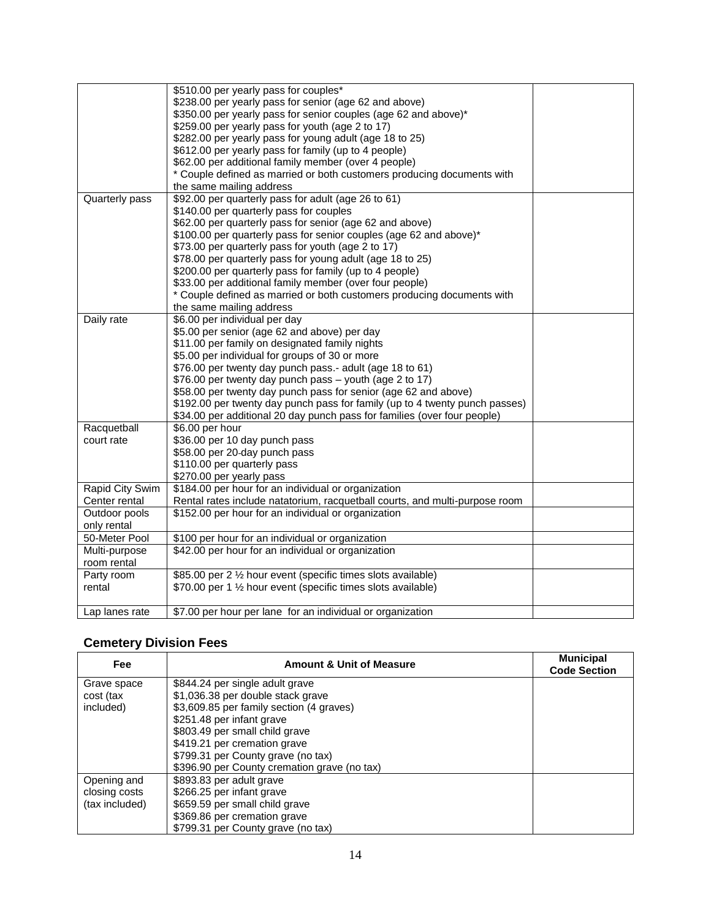| | | |
|---|---|---|
| | \$510.00 per yearly pass for couples*<br>\$238.00 per yearly pass for senior (age 62 and above)<br>\$350.00 per yearly pass for senior couples (age 62 and above)*<br>\$259.00 per yearly pass for youth (age 2 to 17)<br>\$282.00 per yearly pass for young adult (age 18 to 25)<br>\$612.00 per yearly pass for family (up to 4 people)<br>\$62.00 per additional family member (over 4 people)<br>* Couple defined as married or both customers producing documents with the same mailing address | |
| Quarterly pass | \$92.00 per quarterly pass for adult (age 26 to 61)<br>\$140.00 per quarterly pass for couples<br>\$62.00 per quarterly pass for senior (age 62 and above)<br>\$100.00 per quarterly pass for senior couples (age 62 and above)*<br>\$73.00 per quarterly pass for youth (age 2 to 17)<br>\$78.00 per quarterly pass for young adult (age 18 to 25)<br>\$200.00 per quarterly pass for family (up to 4 people)<br>\$33.00 per additional family member (over four people)<br>* Couple defined as married or both customers producing documents with the same mailing address | |
| Daily rate | \$6.00 per individual per day<br>\$5.00 per senior (age 62 and above) per day<br>\$11.00 per family on designated family nights<br>\$5.00 per individual for groups of 30 or more<br>\$76.00 per twenty day punch pass.- adult (age 18 to 61)<br>\$76.00 per twenty day punch pass – youth (age 2 to 17)<br>\$58.00 per twenty day punch pass for senior (age 62 and above)<br>\$192.00 per twenty day punch pass for family (up to 4 twenty punch passes)<br>\$34.00 per additional 20 day punch pass for families (over four people) | |
| Racquetball court rate | \$6.00 per hour<br>\$36.00 per 10 day punch pass<br>\$58.00 per 20-day punch pass<br>\$110.00 per quarterly pass<br>\$270.00 per yearly pass | |
| Rapid City Swim Center rental | \$184.00 per hour for an individual or organization<br>Rental rates include natatorium, racquetball courts, and multi-purpose room | |
| Outdoor pools only rental | \$152.00 per hour for an individual or organization | |
| 50-Meter Pool | \$100 per hour for an individual or organization | |
| Multi-purpose room rental | \$42.00 per hour for an individual or organization | |
| Party room rental | \$85.00 per 2 ½ hour event (specific times slots available)<br>\$70.00 per 1 ½ hour event (specific times slots available) | |
| Lap lanes rate | \$7.00 per hour per lane for an individual or organization | |

## Cemetery Division Fees

| Fee | Amount & Unit of Measure | Municipal Code Section |
|---|---|---|
| Grave space cost (tax included) | \$844.24 per single adult grave<br>\$1,036.38 per double stack grave<br>\$3,609.85 per family section (4 graves)<br>\$251.48 per infant grave<br>\$803.49 per small child grave<br>\$419.21 per cremation grave<br>\$799.31 per County grave (no tax)<br>\$396.90 per County cremation grave (no tax) | |
| Opening and closing costs (tax included) | \$893.83 per adult grave<br>\$266.25 per infant grave<br>\$659.59 per small child grave<br>\$369.86 per cremation grave<br>\$799.31 per County grave (no tax) | |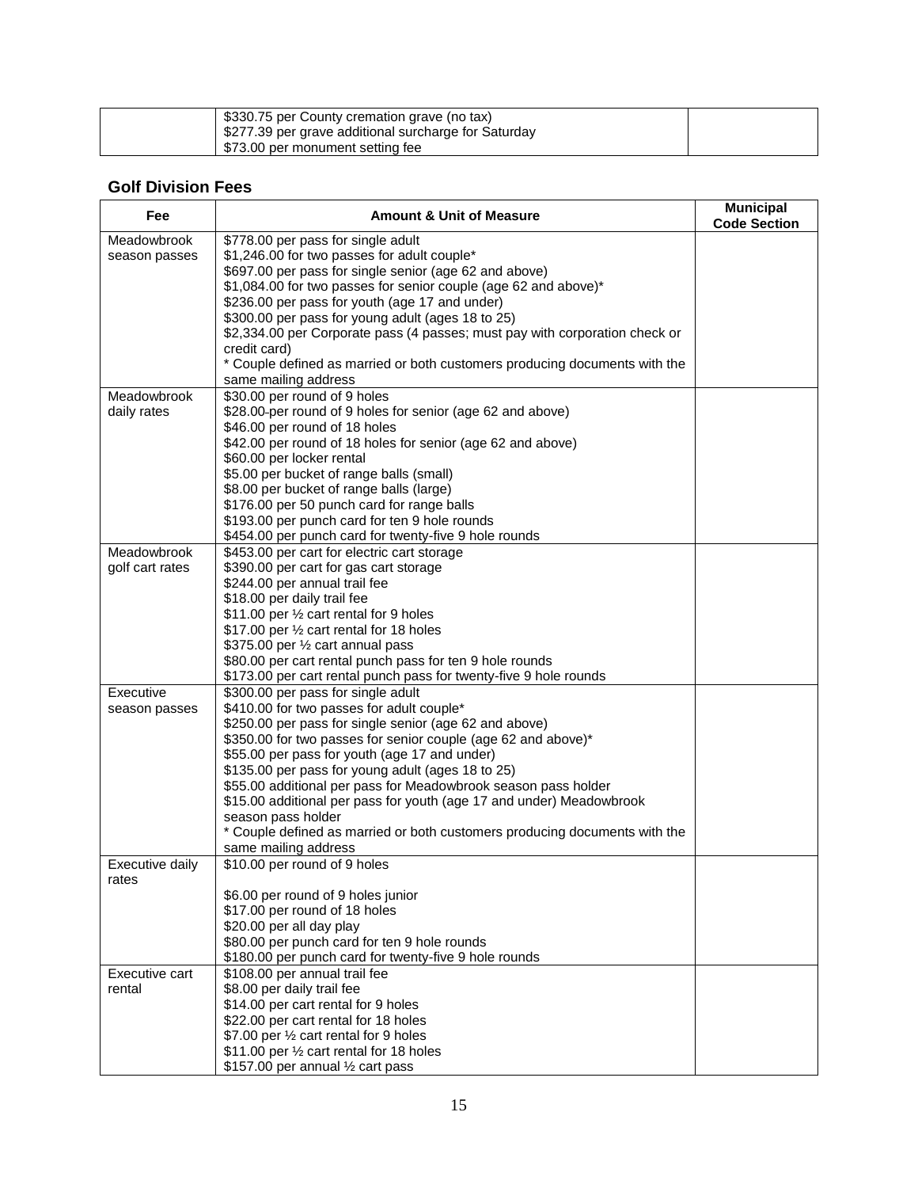|  | $330.75 per County cremation grave (no tax)<br>$277.39 per grave additional surcharge for Saturday<br>$73.00 per monument setting fee |  |
|---|---|---|

## Golf Division Fees

| Fee | Amount & Unit of Measure | Municipal Code Section |
|---|---|---|
| Meadowbrook season passes | $778.00 per pass for single adult<br>$1,246.00 for two passes for adult couple*<br>$697.00 per pass for single senior (age 62 and above)<br>$1,084.00 for two passes for senior couple (age 62 and above)*<br>$236.00 per pass for youth (age 17 and under)<br>$300.00 per pass for young adult (ages 18 to 25)<br>$2,334.00 per Corporate pass (4 passes; must pay with corporation check or credit card)<br>* Couple defined as married or both customers producing documents with the same mailing address |  |
| Meadowbrook daily rates | $30.00 per round of 9 holes<br>$28.00 per round of 9 holes for senior (age 62 and above)<br>$46.00 per round of 18 holes<br>$42.00 per round of 18 holes for senior (age 62 and above)<br>$60.00 per locker rental<br>$5.00 per bucket of range balls (small)<br>$8.00 per bucket of range balls (large)<br>$176.00 per 50 punch card for range balls<br>$193.00 per punch card for ten 9 hole rounds<br>$454.00 per punch card for twenty-five 9 hole rounds |  |
| Meadowbrook golf cart rates | $453.00 per cart for electric cart storage<br>$390.00 per cart for gas cart storage<br>$244.00 per annual trail fee<br>$18.00 per daily trail fee<br>$11.00 per ½ cart rental for 9 holes<br>$17.00 per ½ cart rental for 18 holes<br>$375.00 per ½ cart annual pass<br>$80.00 per cart rental punch pass for ten 9 hole rounds<br>$173.00 per cart rental punch pass for twenty-five 9 hole rounds |  |
| Executive season passes | $300.00 per pass for single adult<br>$410.00 for two passes for adult couple*<br>$250.00 per pass for single senior (age 62 and above)<br>$350.00 for two passes for senior couple (age 62 and above)*<br>$55.00 per pass for youth (age 17 and under)<br>$135.00 per pass for young adult (ages 18 to 25)<br>$55.00 additional per pass for Meadowbrook season pass holder<br>$15.00 additional per pass for youth (age 17 and under) Meadowbrook season pass holder<br>* Couple defined as married or both customers producing documents with the same mailing address |  |
| Executive daily rates | $10.00 per round of 9 holes<br><br>$6.00 per round of 9 holes junior<br>$17.00 per round of 18 holes<br>$20.00 per all day play<br>$80.00 per punch card for ten 9 hole rounds<br>$180.00 per punch card for twenty-five 9 hole rounds |  |
| Executive cart rental | $108.00 per annual trail fee<br>$8.00 per daily trail fee<br>$14.00 per cart rental for 9 holes<br>$22.00 per cart rental for 18 holes<br>$7.00 per ½ cart rental for 9 holes<br>$11.00 per ½ cart rental for 18 holes<br>$157.00 per annual ½ cart pass |  |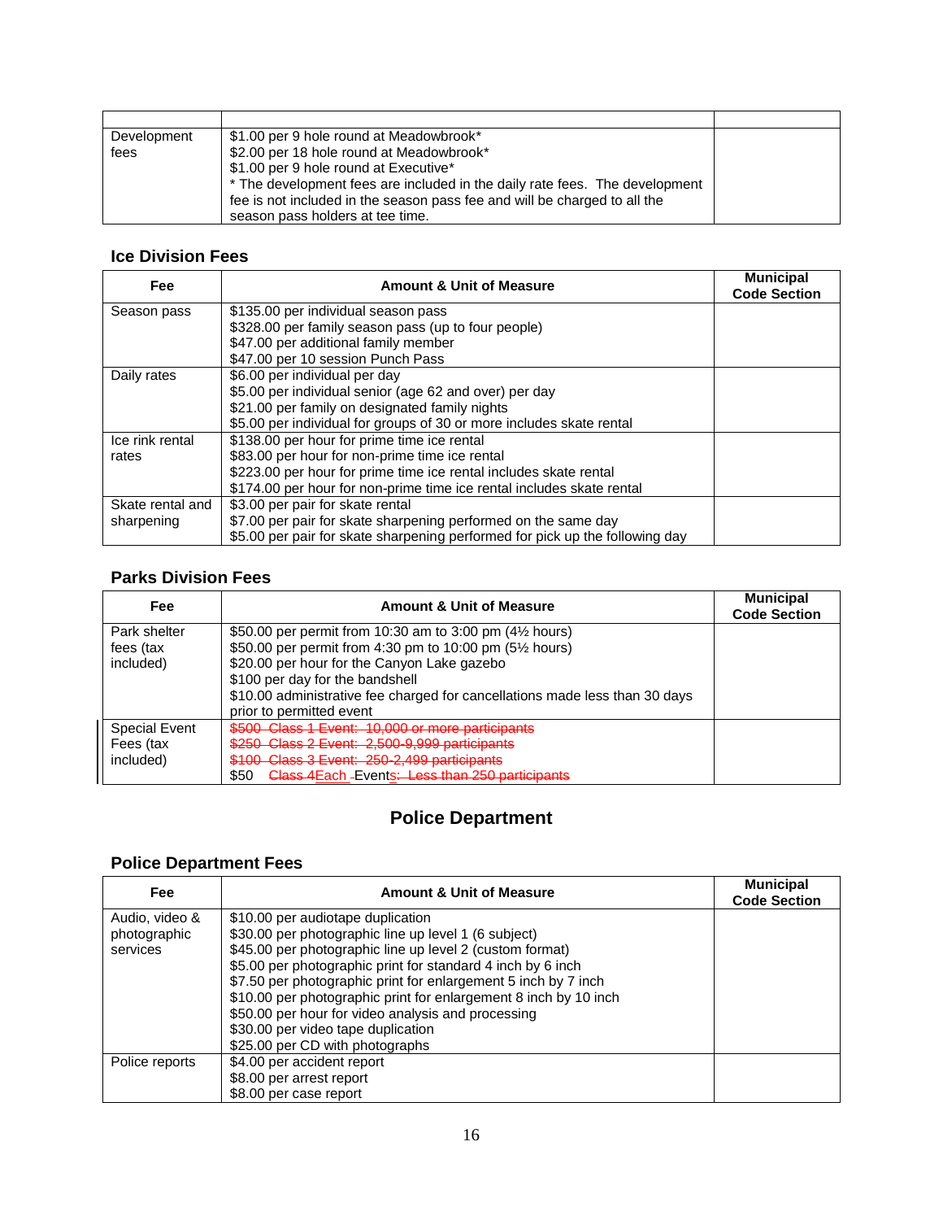| | | |
|---|---|---|
| Development fees | $1.00 per 9 hole round at Meadowbrook*<br>$2.00 per 18 hole round at Meadowbrook*<br>$1.00 per 9 hole round at Executive*<br>* The development fees are included in the daily rate fees. The development fee is not included in the season pass fee and will be charged to all the season pass holders at tee time. | |

### Ice Division Fees

| Fee | Amount & Unit of Measure | Municipal Code Section |
|---|---|---|
| Season pass | $135.00 per individual season pass<br>$328.00 per family season pass (up to four people)<br>$47.00 per additional family member<br>$47.00 per 10 session Punch Pass | |
| Daily rates | $6.00 per individual per day<br>$5.00 per individual senior (age 62 and over) per day<br>$21.00 per family on designated family nights<br>$5.00 per individual for groups of 30 or more includes skate rental | |
| Ice rink rental rates | $138.00 per hour for prime time ice rental<br>$83.00 per hour for non-prime time ice rental<br>$223.00 per hour for prime time ice rental includes skate rental<br>$174.00 per hour for non-prime time ice rental includes skate rental | |
| Skate rental and sharpening | $3.00 per pair for skate rental<br>$7.00 per pair for skate sharpening performed on the same day<br>$5.00 per pair for skate sharpening performed for pick up the following day | |

### Parks Division Fees

| Fee | Amount & Unit of Measure | Municipal Code Section |
|---|---|---|
| Park shelter fees (tax included) | $50.00 per permit from 10:30 am to 3:00 pm (4½ hours)<br>$50.00 per permit from 4:30 pm to 10:00 pm (5½ hours)<br>$20.00 per hour for the Canyon Lake gazebo<br>$100 per day for the bandshell<br>$10.00 administrative fee charged for cancellations made less than 30 days prior to permitted event | |
| Special Event Fees (tax included) | ~~$500 Class 1 Event: 10,000 or more participants~~<br>~~$250 Class 2 Event: 2,500-9,999 participants~~<br>~~$100 Class 3 Event: 250-2,499 participants~~<br>$50 ~~Class 4~~Each Event~~s: Less than 250 participants~~ | |

## Police Department

### Police Department Fees

| Fee | Amount & Unit of Measure | Municipal Code Section |
|---|---|---|
| Audio, video & photographic services | $10.00 per audiotape duplication<br>$30.00 per photographic line up level 1 (6 subject)<br>$45.00 per photographic line up level 2 (custom format)<br>$5.00 per photographic print for standard 4 inch by 6 inch<br>$7.50 per photographic print for enlargement 5 inch by 7 inch<br>$10.00 per photographic print for enlargement 8 inch by 10 inch<br>$50.00 per hour for video analysis and processing<br>$30.00 per video tape duplication<br>$25.00 per CD with photographs | |
| Police reports | $4.00 per accident report<br>$8.00 per arrest report<br>$8.00 per case report | |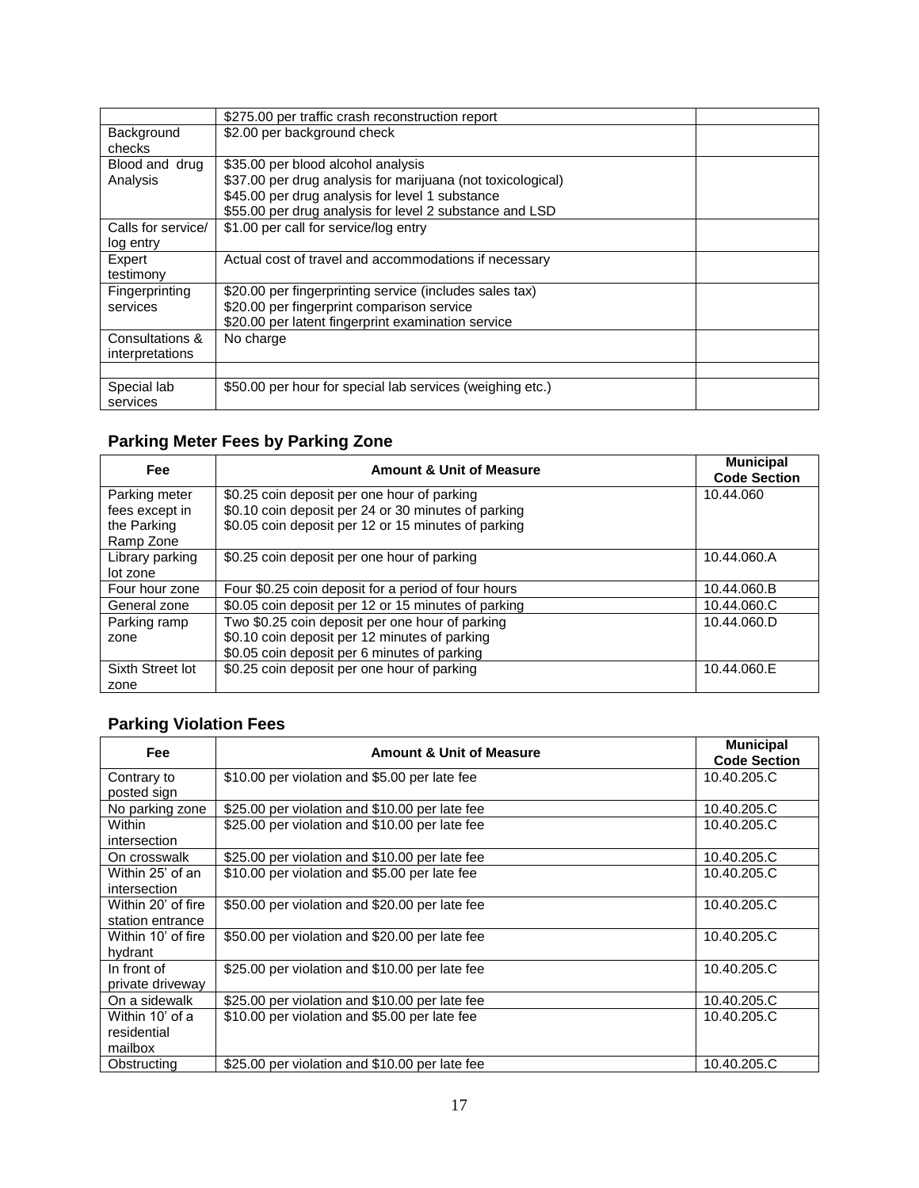| | | |
|---|---|---|
| | $275.00 per traffic crash reconstruction report | |
| Background checks | $2.00 per background check | |
| Blood and drug Analysis | $35.00 per blood alcohol analysis<br>$37.00 per drug analysis for marijuana (not toxicological)<br>$45.00 per drug analysis for level 1 substance<br>$55.00 per drug analysis for level 2 substance and LSD | |
| Calls for service/ log entry | $1.00 per call for service/log entry | |
| Expert testimony | Actual cost of travel and accommodations if necessary | |
| Fingerprinting services | $20.00 per fingerprinting service (includes sales tax)<br>$20.00 per fingerprint comparison service<br>$20.00 per latent fingerprint examination service | |
| Consultations & interpretations | No charge | |
| | | |
| Special lab services | $50.00 per hour for special lab services (weighing etc.) | |

## Parking Meter Fees by Parking Zone

| Fee | Amount & Unit of Measure | Municipal Code Section |
|---|---|---|
| Parking meter fees except in the Parking Ramp Zone | $0.25 coin deposit per one hour of parking<br>$0.10 coin deposit per 24 or 30 minutes of parking<br>$0.05 coin deposit per 12 or 15 minutes of parking | 10.44.060 |
| Library parking lot zone | $0.25 coin deposit per one hour of parking | 10.44.060.A |
| Four hour zone | Four $0.25 coin deposit for a period of four hours | 10.44.060.B |
| General zone | $0.05 coin deposit per 12 or 15 minutes of parking | 10.44.060.C |
| Parking ramp zone | Two $0.25 coin deposit per one hour of parking<br>$0.10 coin deposit per 12 minutes of parking<br>$0.05 coin deposit per 6 minutes of parking | 10.44.060.D |
| Sixth Street lot zone | $0.25 coin deposit per one hour of parking | 10.44.060.E |

## Parking Violation Fees

| Fee | Amount & Unit of Measure | Municipal Code Section |
|---|---|---|
| Contrary to posted sign | $10.00 per violation and $5.00 per late fee | 10.40.205.C |
| No parking zone | $25.00 per violation and $10.00 per late fee | 10.40.205.C |
| Within intersection | $25.00 per violation and $10.00 per late fee | 10.40.205.C |
| On crosswalk | $25.00 per violation and $10.00 per late fee | 10.40.205.C |
| Within 25' of an intersection | $10.00 per violation and $5.00 per late fee | 10.40.205.C |
| Within 20' of fire station entrance | $50.00 per violation and $20.00 per late fee | 10.40.205.C |
| Within 10' of fire hydrant | $50.00 per violation and $20.00 per late fee | 10.40.205.C |
| In front of private driveway | $25.00 per violation and $10.00 per late fee | 10.40.205.C |
| On a sidewalk | $25.00 per violation and $10.00 per late fee | 10.40.205.C |
| Within 10' of a residential mailbox | $10.00 per violation and $5.00 per late fee | 10.40.205.C |
| Obstructing | $25.00 per violation and $10.00 per late fee | 10.40.205.C |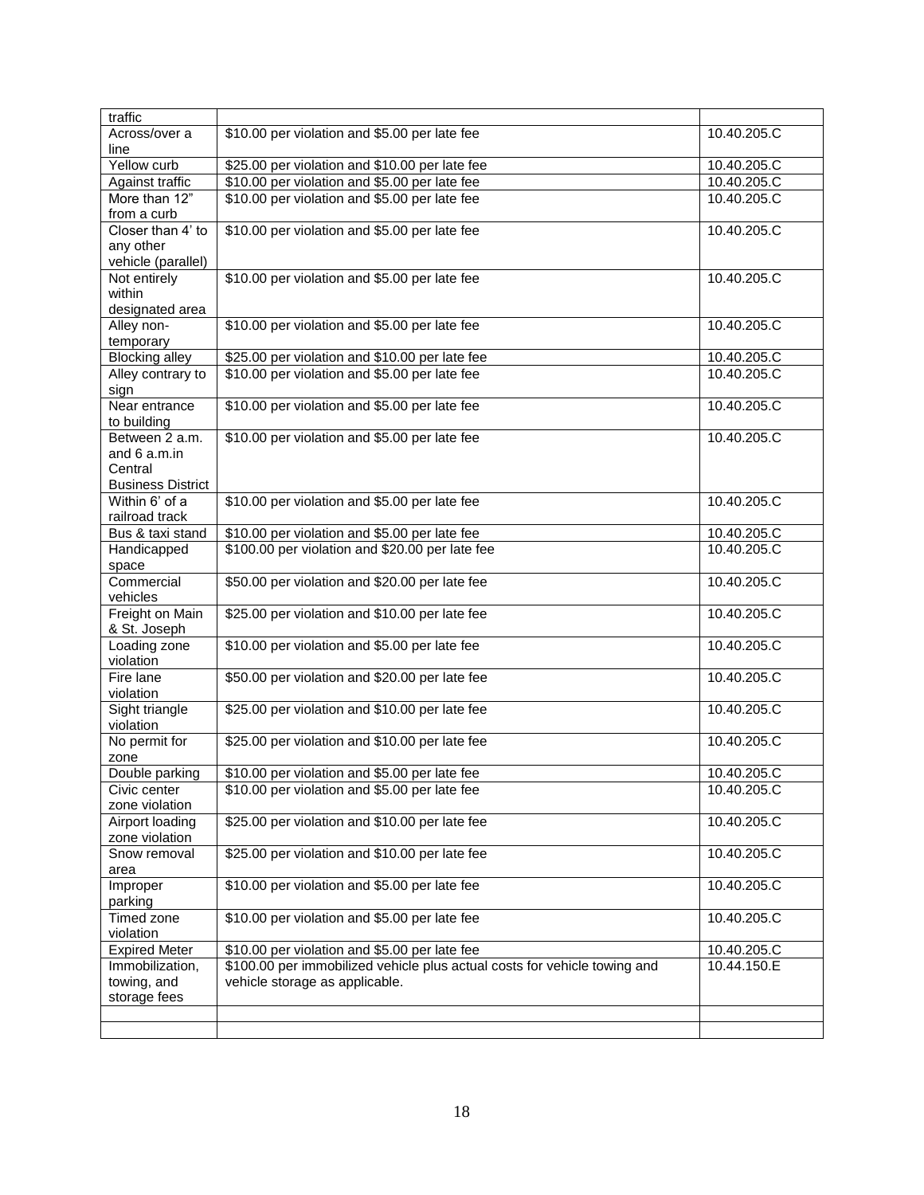| traffic | | |
|---|---|---|
| Across/over a line | $10.00 per violation and $5.00 per late fee | 10.40.205.C |
| Yellow curb | $25.00 per violation and $10.00 per late fee | 10.40.205.C |
| Against traffic | $10.00 per violation and $5.00 per late fee | 10.40.205.C |
| More than 12" from a curb | $10.00 per violation and $5.00 per late fee | 10.40.205.C |
| Closer than 4' to any other vehicle (parallel) | $10.00 per violation and $5.00 per late fee | 10.40.205.C |
| Not entirely within designated area | $10.00 per violation and $5.00 per late fee | 10.40.205.C |
| Alley non-temporary | $10.00 per violation and $5.00 per late fee | 10.40.205.C |
| Blocking alley | $25.00 per violation and $10.00 per late fee | 10.40.205.C |
| Alley contrary to sign | $10.00 per violation and $5.00 per late fee | 10.40.205.C |
| Near entrance to building | $10.00 per violation and $5.00 per late fee | 10.40.205.C |
| Between 2 a.m. and 6 a.m.in Central Business District | $10.00 per violation and $5.00 per late fee | 10.40.205.C |
| Within 6' of a railroad track | $10.00 per violation and $5.00 per late fee | 10.40.205.C |
| Bus & taxi stand | $10.00 per violation and $5.00 per late fee | 10.40.205.C |
| Handicapped space | $100.00 per violation and $20.00 per late fee | 10.40.205.C |
| Commercial vehicles | $50.00 per violation and $20.00 per late fee | 10.40.205.C |
| Freight on Main & St. Joseph | $25.00 per violation and $10.00 per late fee | 10.40.205.C |
| Loading zone violation | $10.00 per violation and $5.00 per late fee | 10.40.205.C |
| Fire lane violation | $50.00 per violation and $20.00 per late fee | 10.40.205.C |
| Sight triangle violation | $25.00 per violation and $10.00 per late fee | 10.40.205.C |
| No permit for zone | $25.00 per violation and $10.00 per late fee | 10.40.205.C |
| Double parking | $10.00 per violation and $5.00 per late fee | 10.40.205.C |
| Civic center zone violation | $10.00 per violation and $5.00 per late fee | 10.40.205.C |
| Airport loading zone violation | $25.00 per violation and $10.00 per late fee | 10.40.205.C |
| Snow removal area | $25.00 per violation and $10.00 per late fee | 10.40.205.C |
| Improper parking | $10.00 per violation and $5.00 per late fee | 10.40.205.C |
| Timed zone violation | $10.00 per violation and $5.00 per late fee | 10.40.205.C |
| Expired Meter | $10.00 per violation and $5.00 per late fee | 10.40.205.C |
| Immobilization, towing, and storage fees | $100.00 per immobilized vehicle plus actual costs for vehicle towing and vehicle storage as applicable. | 10.44.150.E |
| | | |
| | | |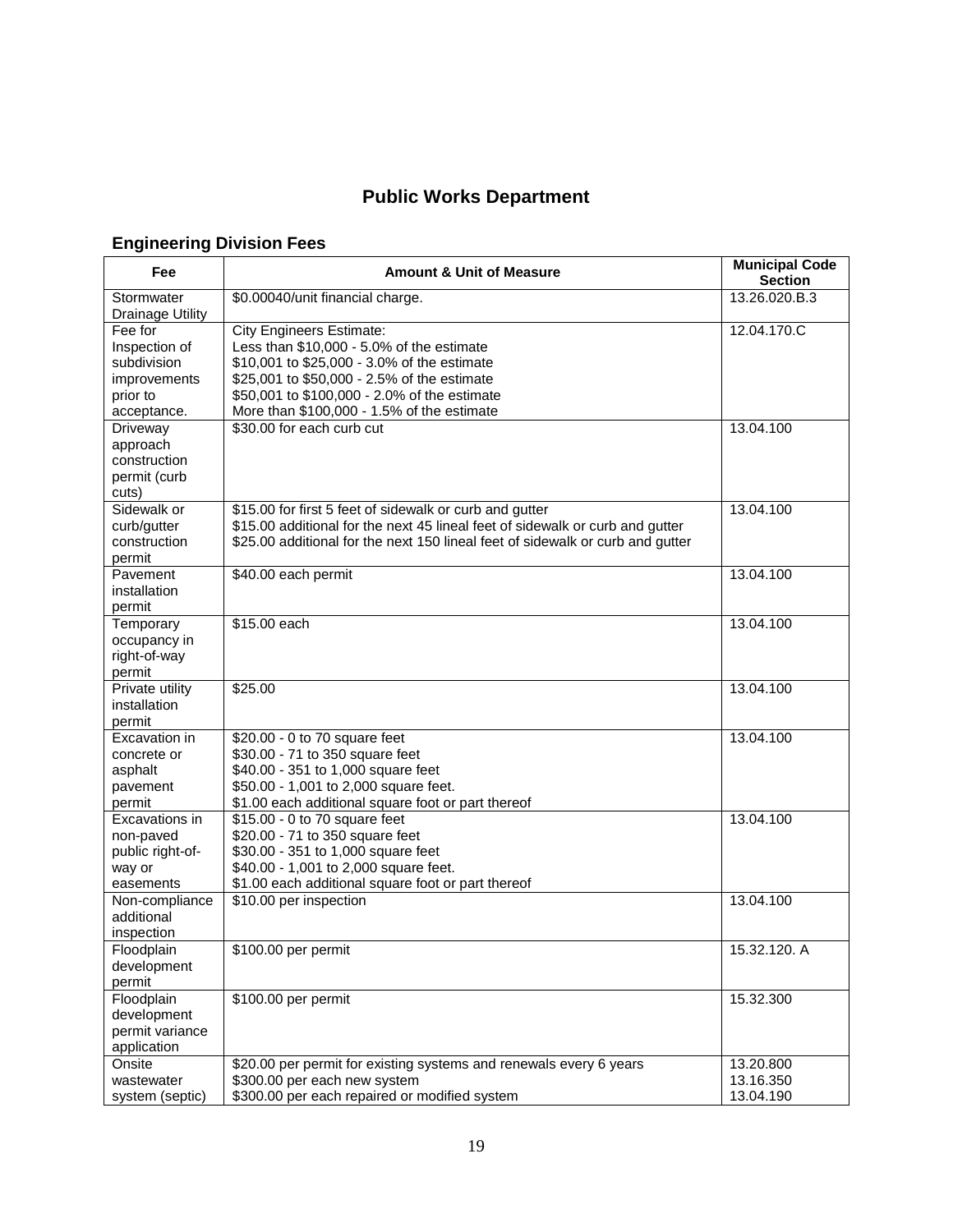# Public Works Department

## Engineering Division Fees

| Fee | Amount & Unit of Measure | Municipal Code Section |
|---|---|---|
| Stormwater Drainage Utility | $0.00040/unit financial charge. | 13.26.020.B.3 |
| Fee for Inspection of subdivision improvements prior to acceptance. | City Engineers Estimate:<br>Less than $10,000 - 5.0% of the estimate<br>$10,001 to $25,000 - 3.0% of the estimate<br>$25,001 to $50,000 - 2.5% of the estimate<br>$50,001 to $100,000 - 2.0% of the estimate<br>More than $100,000 - 1.5% of the estimate | 12.04.170.C |
| Driveway approach construction permit (curb cuts) | $30.00 for each curb cut | 13.04.100 |
| Sidewalk or curb/gutter construction permit | $15.00 for first 5 feet of sidewalk or curb and gutter<br>$15.00 additional for the next 45 lineal feet of sidewalk or curb and gutter<br>$25.00 additional for the next 150 lineal feet of sidewalk or curb and gutter | 13.04.100 |
| Pavement installation permit | $40.00 each permit | 13.04.100 |
| Temporary occupancy in right-of-way permit | $15.00 each | 13.04.100 |
| Private utility installation permit | $25.00 | 13.04.100 |
| Excavation in concrete or asphalt pavement permit | $20.00 - 0 to 70 square feet<br>$30.00 - 71 to 350 square feet<br>$40.00 - 351 to 1,000 square feet<br>$50.00 - 1,001 to 2,000 square feet.<br>$1.00 each additional square foot or part thereof | 13.04.100 |
| Excavations in non-paved public right-of-way or easements | $15.00 - 0 to 70 square feet<br>$20.00 - 71 to 350 square feet<br>$30.00 - 351 to 1,000 square feet<br>$40.00 - 1,001 to 2,000 square feet.<br>$1.00 each additional square foot or part thereof | 13.04.100 |
| Non-compliance additional inspection | $10.00 per inspection | 13.04.100 |
| Floodplain development permit | $100.00 per permit | 15.32.120. A |
| Floodplain development permit variance application | $100.00 per permit | 15.32.300 |
| Onsite wastewater system (septic) | $20.00 per permit for existing systems and renewals every 6 years<br>$300.00 per each new system<br>$300.00 per each repaired or modified system | 13.20.800<br>13.16.350<br>13.04.190 |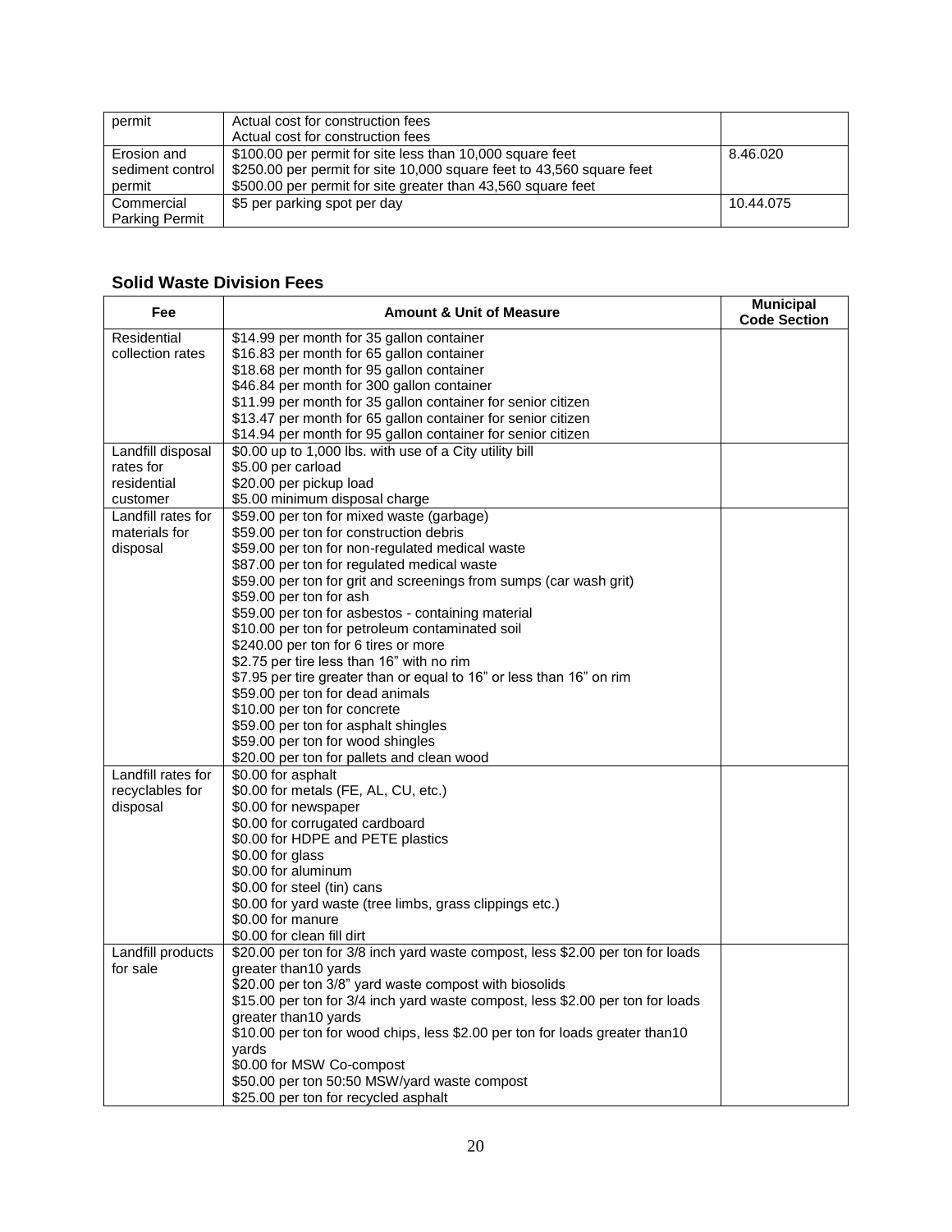| | | |
|---|---|---|
| permit | Actual cost for construction fees<br>Actual cost for construction fees | |
| Erosion and sediment control permit | $100.00 per permit for site less than 10,000 square feet<br>$250.00 per permit for site 10,000 square feet to 43,560 square feet<br>$500.00 per permit for site greater than 43,560 square feet | 8.46.020 |
| Commercial Parking Permit | $5 per parking spot per day | 10.44.075 |

### Solid Waste Division Fees

| Fee | Amount & Unit of Measure | Municipal Code Section |
|---|---|---|
| Residential collection rates | $14.99 per month for 35 gallon container<br>$16.83 per month for 65 gallon container<br>$18.68 per month for 95 gallon container<br>$46.84 per month for 300 gallon container<br>$11.99 per month for 35 gallon container for senior citizen<br>$13.47 per month for 65 gallon container for senior citizen<br>$14.94 per month for 95 gallon container for senior citizen | |
| Landfill disposal rates for residential customer | $0.00 up to 1,000 lbs. with use of a City utility bill<br>$5.00 per carload<br>$20.00 per pickup load<br>$5.00 minimum disposal charge | |
| Landfill rates for materials for disposal | $59.00 per ton for mixed waste (garbage)<br>$59.00 per ton for construction debris<br>$59.00 per ton for non-regulated medical waste<br>$87.00 per ton for regulated medical waste<br>$59.00 per ton for grit and screenings from sumps (car wash grit)<br>$59.00 per ton for ash<br>$59.00 per ton for asbestos - containing material<br>$10.00 per ton for petroleum contaminated soil<br>$240.00 per ton for 6 tires or more<br>$2.75 per tire less than 16" with no rim<br>$7.95 per tire greater than or equal to 16" or less than 16" on rim<br>$59.00 per ton for dead animals<br>$10.00 per ton for concrete<br>$59.00 per ton for asphalt shingles<br>$59.00 per ton for wood shingles<br>$20.00 per ton for pallets and clean wood | |
| Landfill rates for recyclables for disposal | $0.00 for asphalt<br>$0.00 for metals (FE, AL, CU, etc.)<br>$0.00 for newspaper<br>$0.00 for corrugated cardboard<br>$0.00 for HDPE and PETE plastics<br>$0.00 for glass<br>$0.00 for aluminum<br>$0.00 for steel (tin) cans<br>$0.00 for yard waste (tree limbs, grass clippings etc.)<br>$0.00 for manure<br>$0.00 for clean fill dirt | |
| Landfill products for sale | $20.00 per ton for 3/8 inch yard waste compost, less $2.00 per ton for loads greater than10 yards<br>$20.00 per ton 3/8" yard waste compost with biosolids<br>$15.00 per ton for 3/4 inch yard waste compost, less $2.00 per ton for loads greater than10 yards<br>$10.00 per ton for wood chips, less $2.00 per ton for loads greater than10 yards<br>$0.00 for MSW Co-compost<br>$50.00 per ton 50:50 MSW/yard waste compost<br>$25.00 per ton for recycled asphalt | |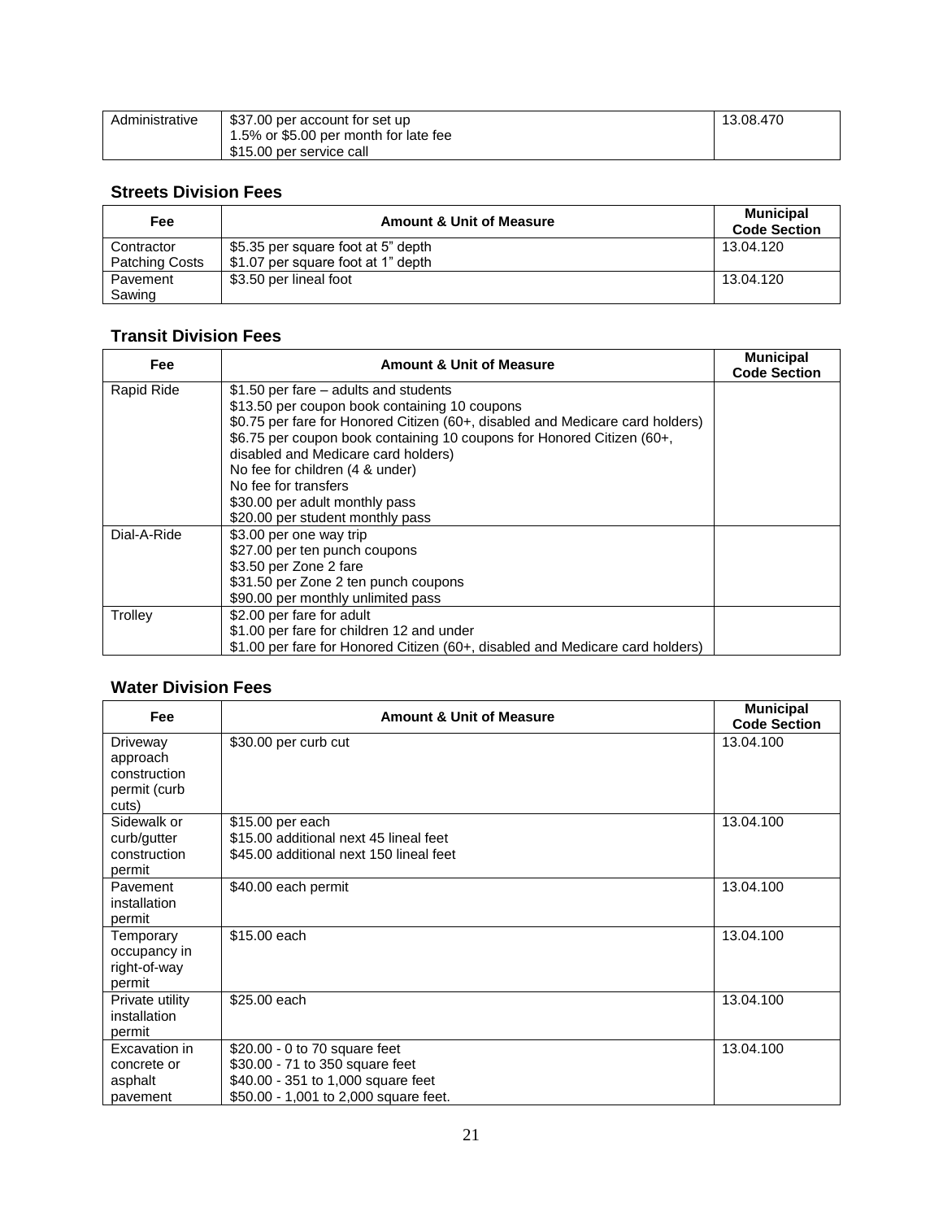| Administrative | \$37.00 per account for set up<br>1.5% or \$5.00 per month for late fee<br>\$15.00 per service call | 13.08.470 |
|---|---|---|

### Streets Division Fees

| Fee | Amount & Unit of Measure | Municipal Code Section |
|---|---|---|
| Contractor Patching Costs | \$5.35 per square foot at 5" depth<br>\$1.07 per square foot at 1" depth | 13.04.120 |
| Pavement Sawing | \$3.50 per lineal foot | 13.04.120 |

### Transit Division Fees

| Fee | Amount & Unit of Measure | Municipal Code Section |
|---|---|---|
| Rapid Ride | \$1.50 per fare – adults and students<br>\$13.50 per coupon book containing 10 coupons<br>\$0.75 per fare for Honored Citizen (60+, disabled and Medicare card holders)<br>\$6.75 per coupon book containing 10 coupons for Honored Citizen (60+, disabled and Medicare card holders)<br>No fee for children (4 & under)<br>No fee for transfers<br>\$30.00 per adult monthly pass<br>\$20.00 per student monthly pass | |
| Dial-A-Ride | \$3.00 per one way trip<br>\$27.00 per ten punch coupons<br>\$3.50 per Zone 2 fare<br>\$31.50 per Zone 2 ten punch coupons<br>\$90.00 per monthly unlimited pass | |
| Trolley | \$2.00 per fare for adult<br>\$1.00 per fare for children 12 and under<br>\$1.00 per fare for Honored Citizen (60+, disabled and Medicare card holders) | |

### Water Division Fees

| Fee | Amount & Unit of Measure | Municipal Code Section |
|---|---|---|
| Driveway approach construction permit (curb cuts) | \$30.00 per curb cut | 13.04.100 |
| Sidewalk or curb/gutter construction permit | \$15.00 per each<br>\$15.00 additional next 45 lineal feet<br>\$45.00 additional next 150 lineal feet | 13.04.100 |
| Pavement installation permit | \$40.00 each permit | 13.04.100 |
| Temporary occupancy in right-of-way permit | \$15.00 each | 13.04.100 |
| Private utility installation permit | \$25.00 each | 13.04.100 |
| Excavation in concrete or asphalt pavement | \$20.00 - 0 to 70 square feet<br>\$30.00 - 71 to 350 square feet<br>\$40.00 - 351 to 1,000 square feet<br>\$50.00 - 1,001 to 2,000 square feet. | 13.04.100 |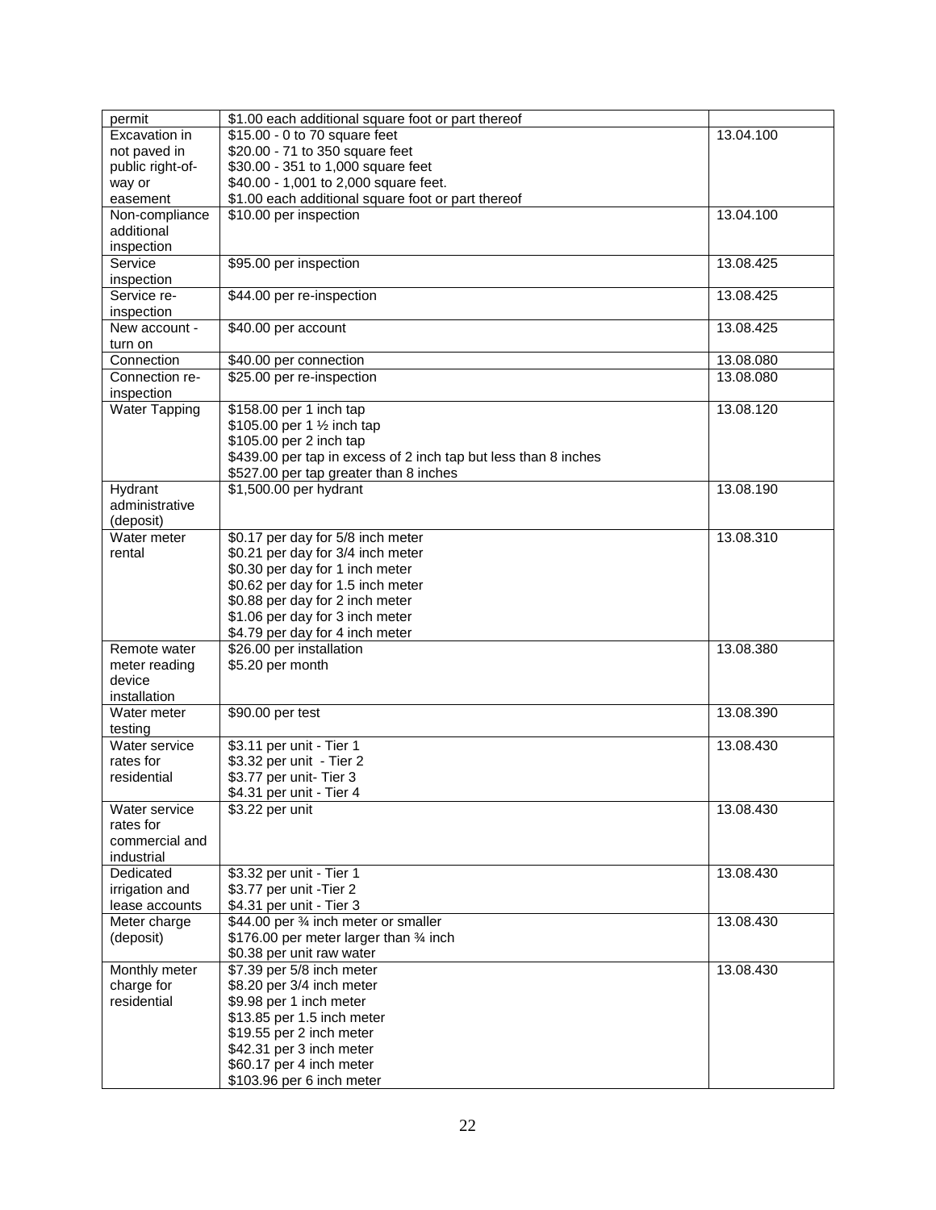| | | |
|---|---|---|
| permit | \$1.00 each additional square foot or part thereof | |
| Excavation in not paved in public right-of-way or easement | \$15.00 - 0 to 70 square feet<br>\$20.00 - 71 to 350 square feet<br>\$30.00 - 351 to 1,000 square feet<br>\$40.00 - 1,001 to 2,000 square feet.<br>\$1.00 each additional square foot or part thereof | 13.04.100 |
| Non-compliance additional inspection | \$10.00 per inspection | 13.04.100 |
| Service inspection | \$95.00 per inspection | 13.08.425 |
| Service re-inspection | \$44.00 per re-inspection | 13.08.425 |
| New account - turn on | \$40.00 per account | 13.08.425 |
| Connection | \$40.00 per connection | 13.08.080 |
| Connection re-inspection | \$25.00 per re-inspection | 13.08.080 |
| Water Tapping | \$158.00 per 1 inch tap<br>\$105.00 per 1 ½ inch tap<br>\$105.00 per 2 inch tap<br>\$439.00 per tap in excess of 2 inch tap but less than 8 inches<br>\$527.00 per tap greater than 8 inches | 13.08.120 |
| Hydrant administrative (deposit) | \$1,500.00 per hydrant | 13.08.190 |
| Water meter rental | \$0.17 per day for 5/8 inch meter<br>\$0.21 per day for 3/4 inch meter<br>\$0.30 per day for 1 inch meter<br>\$0.62 per day for 1.5 inch meter<br>\$0.88 per day for 2 inch meter<br>\$1.06 per day for 3 inch meter<br>\$4.79 per day for 4 inch meter | 13.08.310 |
| Remote water meter reading device installation | \$26.00 per installation<br>\$5.20 per month | 13.08.380 |
| Water meter testing | \$90.00 per test | 13.08.390 |
| Water service rates for residential | \$3.11 per unit - Tier 1<br>\$3.32 per unit - Tier 2<br>\$3.77 per unit- Tier 3<br>\$4.31 per unit - Tier 4 | 13.08.430 |
| Water service rates for commercial and industrial | \$3.22 per unit | 13.08.430 |
| Dedicated irrigation and lease accounts | \$3.32 per unit - Tier 1<br>\$3.77 per unit -Tier 2<br>\$4.31 per unit - Tier 3 | 13.08.430 |
| Meter charge (deposit) | \$44.00 per ¾ inch meter or smaller<br>\$176.00 per meter larger than ¾ inch<br>\$0.38 per unit raw water | 13.08.430 |
| Monthly meter charge for residential | \$7.39 per 5/8 inch meter<br>\$8.20 per 3/4 inch meter<br>\$9.98 per 1 inch meter<br>\$13.85 per 1.5 inch meter<br>\$19.55 per 2 inch meter<br>\$42.31 per 3 inch meter<br>\$60.17 per 4 inch meter<br>\$103.96 per 6 inch meter | 13.08.430 |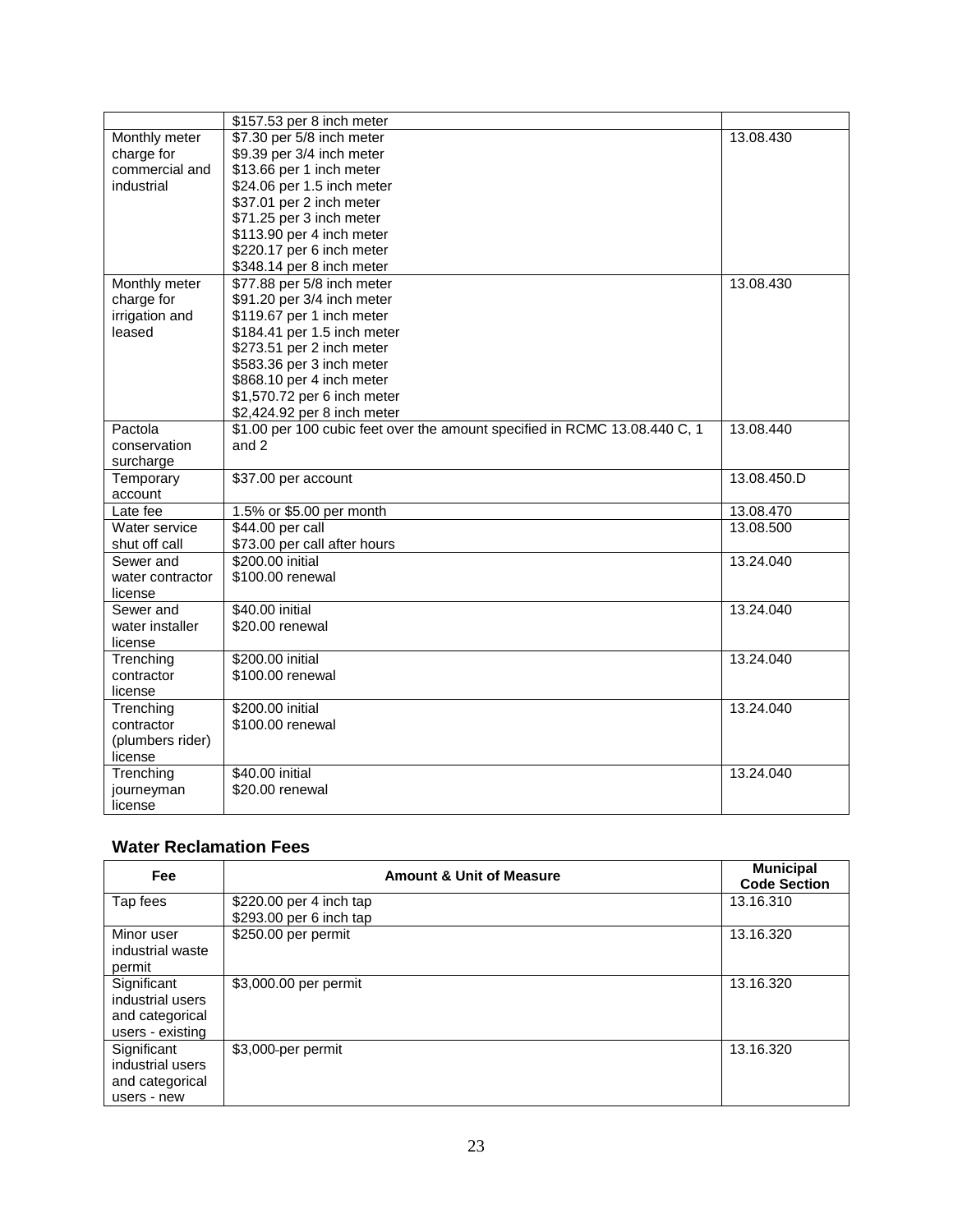| | | |
|---|---|---|
| | $157.53 per 8 inch meter | |
| Monthly meter charge for commercial and industrial | $7.30 per 5/8 inch meter<br>$9.39 per 3/4 inch meter<br>$13.66 per 1 inch meter<br>$24.06 per 1.5 inch meter<br>$37.01 per 2 inch meter<br>$71.25 per 3 inch meter<br>$113.90 per 4 inch meter<br>$220.17 per 6 inch meter<br>$348.14 per 8 inch meter | 13.08.430 |
| Monthly meter charge for irrigation and leased | $77.88 per 5/8 inch meter<br>$91.20 per 3/4 inch meter<br>$119.67 per 1 inch meter<br>$184.41 per 1.5 inch meter<br>$273.51 per 2 inch meter<br>$583.36 per 3 inch meter<br>$868.10 per 4 inch meter<br>$1,570.72 per 6 inch meter<br>$2,424.92 per 8 inch meter | 13.08.430 |
| Pactola conservation surcharge | $1.00 per 100 cubic feet over the amount specified in RCMC 13.08.440 C, 1 and 2 | 13.08.440 |
| Temporary account | $37.00 per account | 13.08.450.D |
| Late fee | 1.5% or $5.00 per month | 13.08.470 |
| Water service shut off call | $44.00 per call<br>$73.00 per call after hours | 13.08.500 |
| Sewer and water contractor license | $200.00 initial<br>$100.00 renewal | 13.24.040 |
| Sewer and water installer license | $40.00 initial<br>$20.00 renewal | 13.24.040 |
| Trenching contractor license | $200.00 initial<br>$100.00 renewal | 13.24.040 |
| Trenching contractor (plumbers rider) license | $200.00 initial<br>$100.00 renewal | 13.24.040 |
| Trenching journeyman license | $40.00 initial<br>$20.00 renewal | 13.24.040 |

## Water Reclamation Fees

| Fee | Amount & Unit of Measure | Municipal Code Section |
|---|---|---|
| Tap fees | $220.00 per 4 inch tap<br>$293.00 per 6 inch tap | 13.16.310 |
| Minor user industrial waste permit | $250.00 per permit | 13.16.320 |
| Significant industrial users and categorical users - existing | $3,000.00 per permit | 13.16.320 |
| Significant industrial users and categorical users - new | $3,000-per permit | 13.16.320 |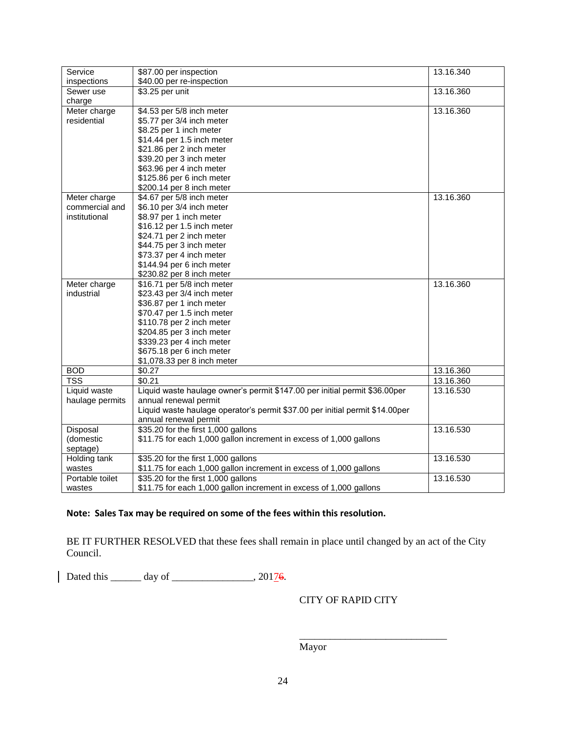| Service inspections | $87.00 per inspection<br>$40.00 per re-inspection | 13.16.340 |
|---|---|---|
| Sewer use charge | $3.25 per unit | 13.16.360 |
| Meter charge residential | $4.53 per 5/8 inch meter<br>$5.77 per 3/4 inch meter<br>$8.25 per 1 inch meter<br>$14.44 per 1.5 inch meter<br>$21.86 per 2 inch meter<br>$39.20 per 3 inch meter<br>$63.96 per 4 inch meter<br>$125.86 per 6 inch meter<br>$200.14 per 8 inch meter | 13.16.360 |
| Meter charge commercial and institutional | $4.67 per 5/8 inch meter<br>$6.10 per 3/4 inch meter<br>$8.97 per 1 inch meter<br>$16.12 per 1.5 inch meter<br>$24.71 per 2 inch meter<br>$44.75 per 3 inch meter<br>$73.37 per 4 inch meter<br>$144.94 per 6 inch meter<br>$230.82 per 8 inch meter | 13.16.360 |
| Meter charge industrial | $16.71 per 5/8 inch meter<br>$23.43 per 3/4 inch meter<br>$36.87 per 1 inch meter<br>$70.47 per 1.5 inch meter<br>$110.78 per 2 inch meter<br>$204.85 per 3 inch meter<br>$339.23 per 4 inch meter<br>$675.18 per 6 inch meter<br>$1,078.33 per 8 inch meter | 13.16.360 |
| BOD | $0.27 | 13.16.360 |
| TSS | $0.21 | 13.16.360 |
| Liquid waste haulage permits | Liquid waste haulage owner's permit $147.00 per initial permit $36.00per annual renewal permit<br>Liquid waste haulage operator's permit $37.00 per initial permit $14.00per annual renewal permit | 13.16.530 |
| Disposal (domestic septage) | $35.20 for the first 1,000 gallons<br>$11.75 for each 1,000 gallon increment in excess of 1,000 gallons | 13.16.530 |
| Holding tank wastes | $35.20 for the first 1,000 gallons<br>$11.75 for each 1,000 gallon increment in excess of 1,000 gallons | 13.16.530 |
| Portable toilet wastes | $35.20 for the first 1,000 gallons<br>$11.75 for each 1,000 gallon increment in excess of 1,000 gallons | 13.16.530 |

**Note: Sales Tax may be required on some of the fees within this resolution.**

BE IT FURTHER RESOLVED that these fees shall remain in place until changed by an act of the City Council.

Dated this ______ day of ________________, 20176.

CITY OF RAPID CITY

______________________________

Mayor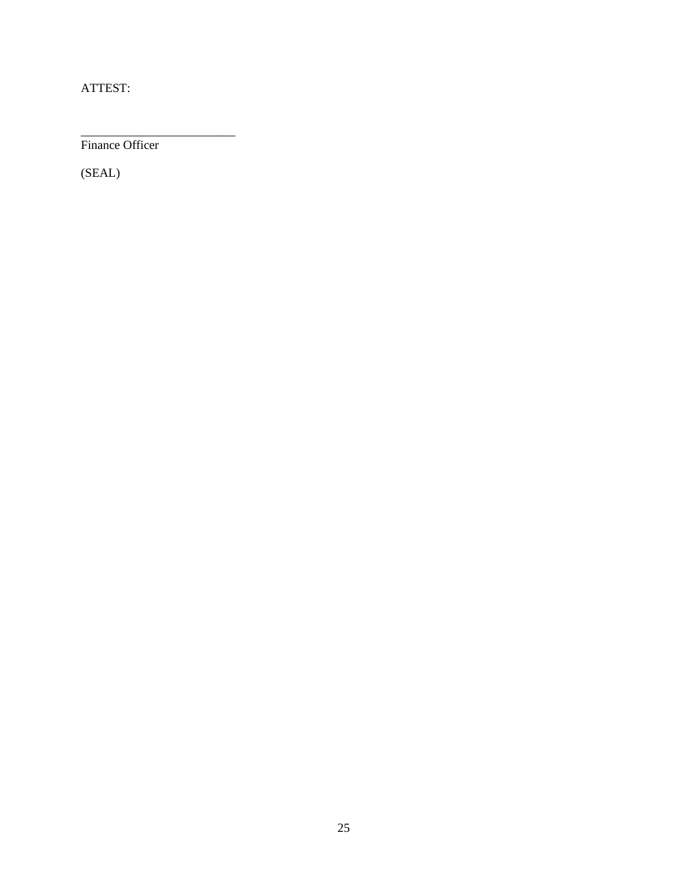ATTEST:

_________________________
Finance Officer

(SEAL)